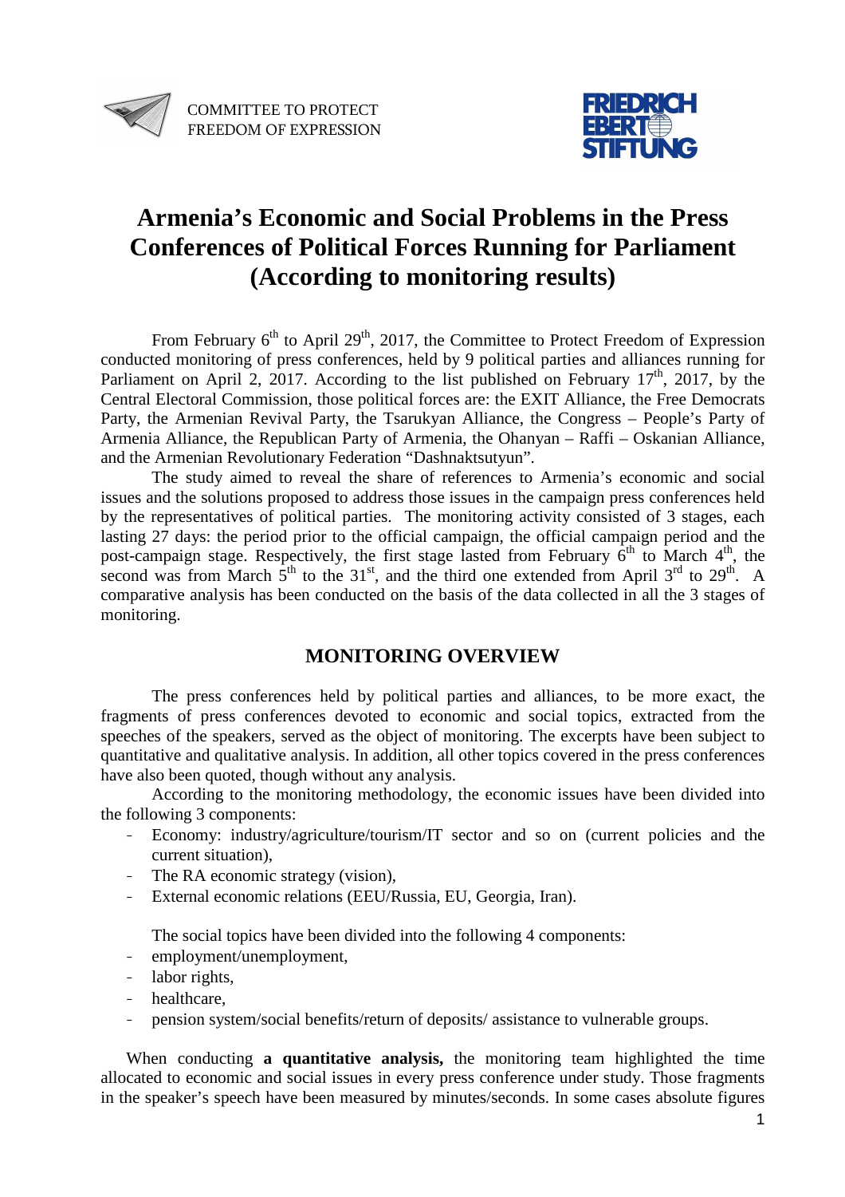COMMITTEE TO PROTECT FREEDOM OF EXPRESSION

FRIEDRICH EBERT STIFTUNG

# Armenia's Economic and Social Problems in the Press Conferences of Political Forces Running for Parliament (According to monitoring results)

From February 6th to April 29th, 2017, the Committee to Protect Freedom of Expression conducted monitoring of press conferences, held by 9 political parties and alliances running for Parliament on April 2, 2017. According to the list published on February 17th, 2017, by the Central Electoral Commission, those political forces are: the EXIT Alliance, the Free Democrats Party, the Armenian Revival Party, the Tsarukyan Alliance, the Congress – People's Party of Armenia Alliance, the Republican Party of Armenia, the Ohanyan – Raffi – Oskanian Alliance, and the Armenian Revolutionary Federation "Dashnaktsutyun".

The study aimed to reveal the share of references to Armenia's economic and social issues and the solutions proposed to address those issues in the campaign press conferences held by the representatives of political parties. The monitoring activity consisted of 3 stages, each lasting 27 days: the period prior to the official campaign, the official campaign period and the post-campaign stage. Respectively, the first stage lasted from February 6th to March 4th, the second was from March 5th to the 31st, and the third one extended from April 3rd to 29th. A comparative analysis has been conducted on the basis of the data collected in all the 3 stages of monitoring.

## MONITORING OVERVIEW

The press conferences held by political parties and alliances, to be more exact, the fragments of press conferences devoted to economic and social topics, extracted from the speeches of the speakers, served as the object of monitoring. The excerpts have been subject to quantitative and qualitative analysis. In addition, all other topics covered in the press conferences have also been quoted, though without any analysis.

According to the monitoring methodology, the economic issues have been divided into the following 3 components:

- Economy: industry/agriculture/tourism/IT sector and so on (current policies and the current situation),
- The RA economic strategy (vision),
- External economic relations (EEU/Russia, EU, Georgia, Iran).

The social topics have been divided into the following 4 components:

- employment/unemployment,
- labor rights,
- healthcare,
- pension system/social benefits/return of deposits/ assistance to vulnerable groups.

When conducting **a quantitative analysis,** the monitoring team highlighted the time allocated to economic and social issues in every press conference under study. Those fragments in the speaker's speech have been measured by minutes/seconds. In some cases absolute figures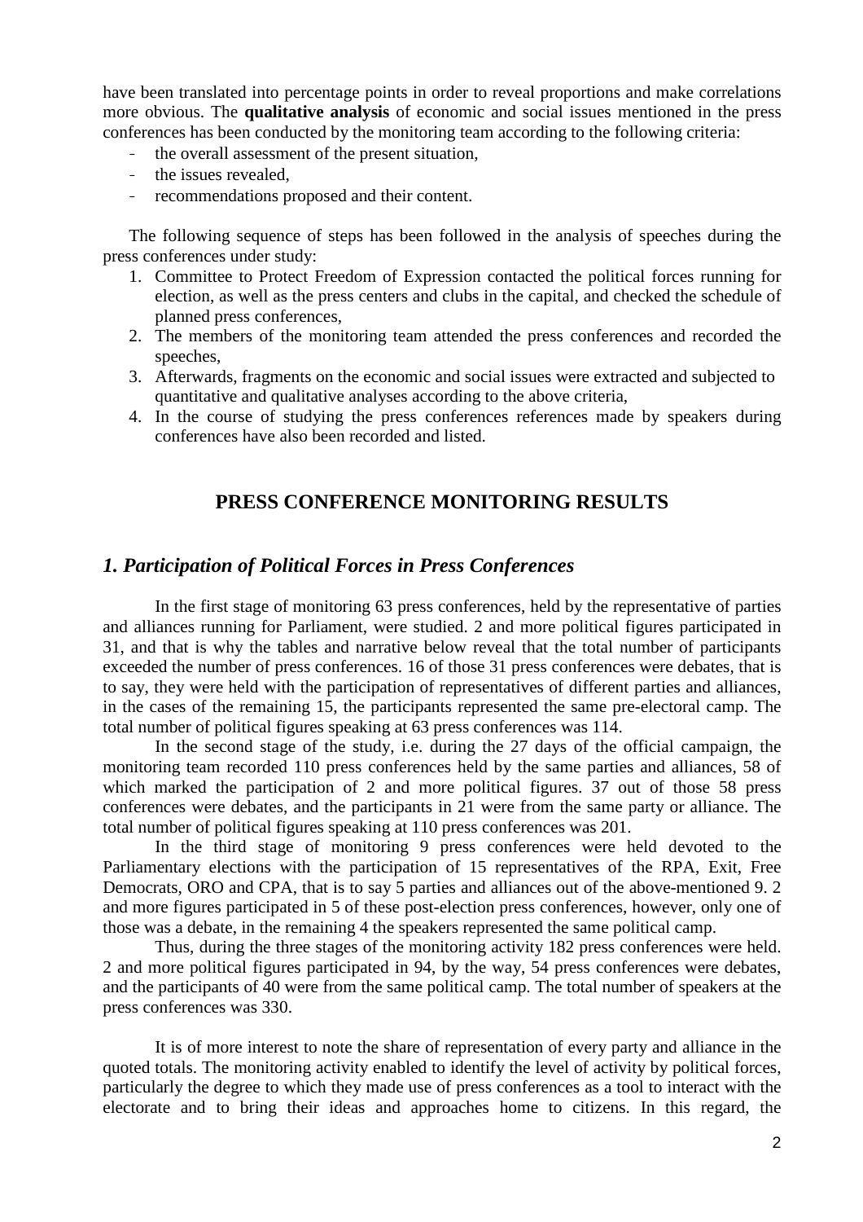have been translated into percentage points in order to reveal proportions and make correlations more obvious. The **qualitative analysis** of economic and social issues mentioned in the press conferences has been conducted by the monitoring team according to the following criteria:

- the overall assessment of the present situation,
- the issues revealed,
- recommendations proposed and their content.

The following sequence of steps has been followed in the analysis of speeches during the press conferences under study:

1. Committee to Protect Freedom of Expression contacted the political forces running for election, as well as the press centers and clubs in the capital, and checked the schedule of planned press conferences,
2. The members of the monitoring team attended the press conferences and recorded the speeches,
3. Afterwards, fragments on the economic and social issues were extracted and subjected to quantitative and qualitative analyses according to the above criteria,
4. In the course of studying the press conferences references made by speakers during conferences have also been recorded and listed.

## PRESS CONFERENCE MONITORING RESULTS

### *1. Participation of Political Forces in Press Conferences*

In the first stage of monitoring 63 press conferences, held by the representative of parties and alliances running for Parliament, were studied. 2 and more political figures participated in 31, and that is why the tables and narrative below reveal that the total number of participants exceeded the number of press conferences. 16 of those 31 press conferences were debates, that is to say, they were held with the participation of representatives of different parties and alliances, in the cases of the remaining 15, the participants represented the same pre-electoral camp. The total number of political figures speaking at 63 press conferences was 114.

In the second stage of the study, i.e. during the 27 days of the official campaign, the monitoring team recorded 110 press conferences held by the same parties and alliances, 58 of which marked the participation of 2 and more political figures. 37 out of those 58 press conferences were debates, and the participants in 21 were from the same party or alliance. The total number of political figures speaking at 110 press conferences was 201.

In the third stage of monitoring 9 press conferences were held devoted to the Parliamentary elections with the participation of 15 representatives of the RPA, Exit, Free Democrats, ORO and CPA, that is to say 5 parties and alliances out of the above-mentioned 9. 2 and more figures participated in 5 of these post-election press conferences, however, only one of those was a debate, in the remaining 4 the speakers represented the same political camp.

Thus, during the three stages of the monitoring activity 182 press conferences were held. 2 and more political figures participated in 94, by the way, 54 press conferences were debates, and the participants of 40 were from the same political camp. The total number of speakers at the press conferences was 330.

It is of more interest to note the share of representation of every party and alliance in the quoted totals. The monitoring activity enabled to identify the level of activity by political forces, particularly the degree to which they made use of press conferences as a tool to interact with the electorate and to bring their ideas and approaches home to citizens. In this regard, the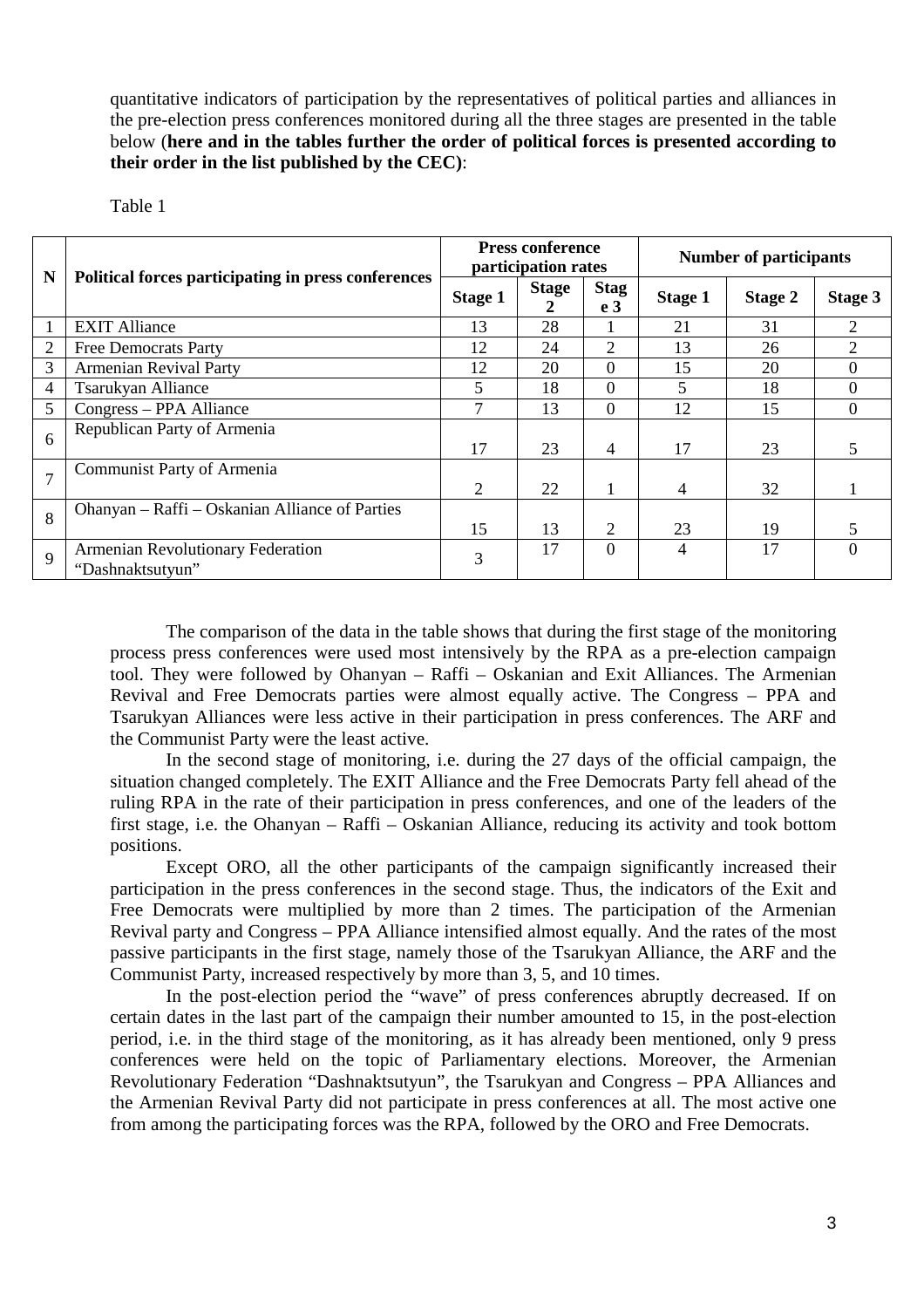quantitative indicators of participation by the representatives of political parties and alliances in the pre-election press conferences monitored during all the three stages are presented in the table below (**here and in the tables further the order of political forces is presented according to their order in the list published by the CEC)**:

Table 1

| N | Political forces participating in press conferences | Press conference participation rates | | | Number of participants | | |
|---|---|---|---|---|---|---|---|
| | | Stage 1 | Stage 2 | Stage 3 | Stage 1 | Stage 2 | Stage 3 |
| 1 | EXIT Alliance | 13 | 28 | 1 | 21 | 31 | 2 |
| 2 | Free Democrats Party | 12 | 24 | 2 | 13 | 26 | 2 |
| 3 | Armenian Revival Party | 12 | 20 | 0 | 15 | 20 | 0 |
| 4 | Tsarukyan Alliance | 5 | 18 | 0 | 5 | 18 | 0 |
| 5 | Congress – PPA Alliance | 7 | 13 | 0 | 12 | 15 | 0 |
| 6 | Republican Party of Armenia | 17 | 23 | 4 | 17 | 23 | 5 |
| 7 | Communist Party of Armenia | 2 | 22 | 1 | 4 | 32 | 1 |
| 8 | Ohanyan – Raffi – Oskanian Alliance of Parties | 15 | 13 | 2 | 23 | 19 | 5 |
| 9 | Armenian Revolutionary Federation "Dashnaktsutyun" | 3 | 17 | 0 | 4 | 17 | 0 |

The comparison of the data in the table shows that during the first stage of the monitoring process press conferences were used most intensively by the RPA as a pre-election campaign tool. They were followed by Ohanyan – Raffi – Oskanian and Exit Alliances. The Armenian Revival and Free Democrats parties were almost equally active. The Congress – PPA and Tsarukyan Alliances were less active in their participation in press conferences. The ARF and the Communist Party were the least active.

In the second stage of monitoring, i.e. during the 27 days of the official campaign, the situation changed completely. The EXIT Alliance and the Free Democrats Party fell ahead of the ruling RPA in the rate of their participation in press conferences, and one of the leaders of the first stage, i.e. the Ohanyan – Raffi – Oskanian Alliance, reducing its activity and took bottom positions.

Except ORO, all the other participants of the campaign significantly increased their participation in the press conferences in the second stage. Thus, the indicators of the Exit and Free Democrats were multiplied by more than 2 times. The participation of the Armenian Revival party and Congress – PPA Alliance intensified almost equally. And the rates of the most passive participants in the first stage, namely those of the Tsarukyan Alliance, the ARF and the Communist Party, increased respectively by more than 3, 5, and 10 times.

In the post-election period the "wave" of press conferences abruptly decreased. If on certain dates in the last part of the campaign their number amounted to 15, in the post-election period, i.e. in the third stage of the monitoring, as it has already been mentioned, only 9 press conferences were held on the topic of Parliamentary elections. Moreover, the Armenian Revolutionary Federation "Dashnaktsutyun", the Tsarukyan and Congress – PPA Alliances and the Armenian Revival Party did not participate in press conferences at all. The most active one from among the participating forces was the RPA, followed by the ORO and Free Democrats.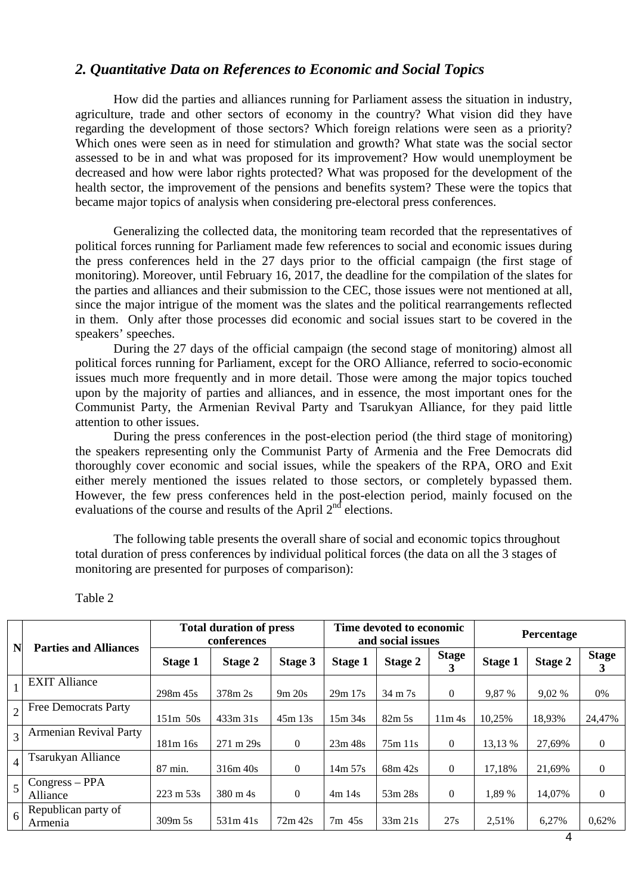## *2. Quantitative Data on References to Economic and Social Topics*

How did the parties and alliances running for Parliament assess the situation in industry, agriculture, trade and other sectors of economy in the country? What vision did they have regarding the development of those sectors? Which foreign relations were seen as a priority? Which ones were seen as in need for stimulation and growth? What state was the social sector assessed to be in and what was proposed for its improvement? How would unemployment be decreased and how were labor rights protected? What was proposed for the development of the health sector, the improvement of the pensions and benefits system? These were the topics that became major topics of analysis when considering pre-electoral press conferences.

Generalizing the collected data, the monitoring team recorded that the representatives of political forces running for Parliament made few references to social and economic issues during the press conferences held in the 27 days prior to the official campaign (the first stage of monitoring). Moreover, until February 16, 2017, the deadline for the compilation of the slates for the parties and alliances and their submission to the CEC, those issues were not mentioned at all, since the major intrigue of the moment was the slates and the political rearrangements reflected in them. Only after those processes did economic and social issues start to be covered in the speakers' speeches.

During the 27 days of the official campaign (the second stage of monitoring) almost all political forces running for Parliament, except for the ORO Alliance, referred to socio-economic issues much more frequently and in more detail. Those were among the major topics touched upon by the majority of parties and alliances, and in essence, the most important ones for the Communist Party, the Armenian Revival Party and Tsarukyan Alliance, for they paid little attention to other issues.

During the press conferences in the post-election period (the third stage of monitoring) the speakers representing only the Communist Party of Armenia and the Free Democrats did thoroughly cover economic and social issues, while the speakers of the RPA, ORO and Exit either merely mentioned the issues related to those sectors, or completely bypassed them. However, the few press conferences held in the post-election period, mainly focused on the evaluations of the course and results of the April 2nd elections.

The following table presents the overall share of social and economic topics throughout total duration of press conferences by individual political forces (the data on all the 3 stages of monitoring are presented for purposes of comparison):

Table 2

| N | Parties and Alliances | Total duration of press conferences | | | Time devoted to economic and social issues | | | Percentage | | |
|---|---|---|---|---|---|---|---|---|---|---|
| | | Stage 1 | Stage 2 | Stage 3 | Stage 1 | Stage 2 | Stage 3 | Stage 1 | Stage 2 | Stage 3 |
| 1 | EXIT Alliance | 298m 45s | 378m 2s | 9m 20s | 29m 17s | 34 m 7s | 0 | 9,87 % | 9,02 % | 0% |
| 2 | Free Democrats Party | 151m 50s | 433m 31s | 45m 13s | 15m 34s | 82m 5s | 11m 4s | 10,25% | 18,93% | 24,47% |
| 3 | Armenian Revival Party | 181m 16s | 271 m 29s | 0 | 23m 48s | 75m 11s | 0 | 13,13 % | 27,69% | 0 |
| 4 | Tsarukyan Alliance | 87 min. | 316m 40s | 0 | 14m 57s | 68m 42s | 0 | 17,18% | 21,69% | 0 |
| 5 | Congress – PPA Alliance | 223 m 53s | 380 m 4s | 0 | 4m 14s | 53m 28s | 0 | 1,89 % | 14,07% | 0 |
| 6 | Republican party of Armenia | 309m 5s | 531m 41s | 72m 42s | 7m 45s | 33m 21s | 27s | 2,51% | 6,27% | 0,62% |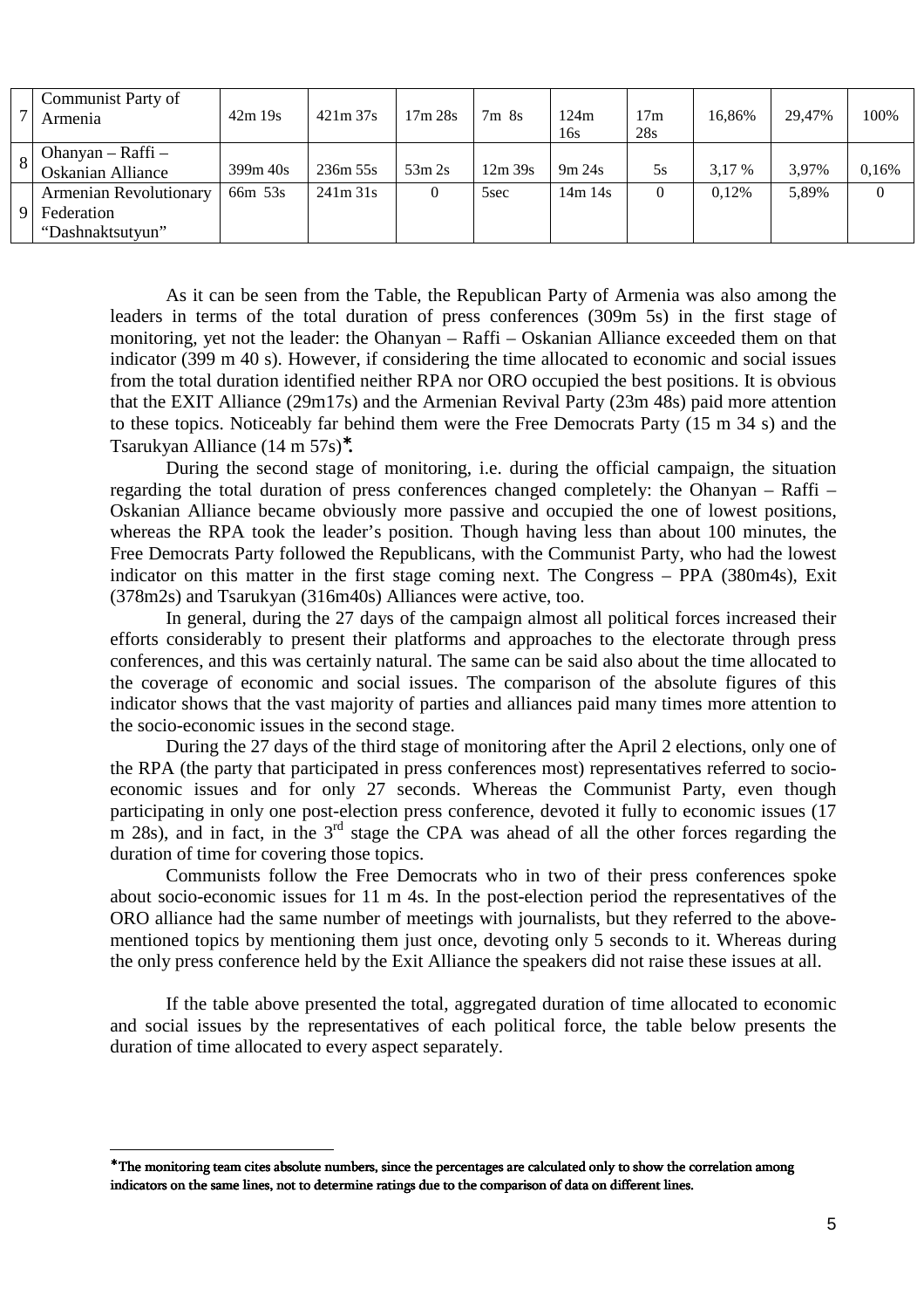| 7 | Communist Party of Armenia | 42m 19s | 421m 37s | 17m 28s | 7m 8s | 124m 16s | 17m 28s | 16,86% | 29,47% | 100% |
|---|---|---|---|---|---|---|---|---|---|---|
| 8 | Ohanyan – Raffi – Oskanian Alliance | 399m 40s | 236m 55s | 53m 2s | 12m 39s | 9m 24s | 5s | 3,17 % | 3,97% | 0,16% |
| 9 | Armenian Revolutionary Federation "Dashnaktsutyun" | 66m 53s | 241m 31s | 0 | 5sec | 14m 14s | 0 | 0,12% | 5,89% | 0 |

As it can be seen from the Table, the Republican Party of Armenia was also among the leaders in terms of the total duration of press conferences (309m 5s) in the first stage of monitoring, yet not the leader: the Ohanyan – Raffi – Oskanian Alliance exceeded them on that indicator (399 m 40 s). However, if considering the time allocated to economic and social issues from the total duration identified neither RPA nor ORO occupied the best positions. It is obvious that the EXIT Alliance (29m17s) and the Armenian Revival Party (23m 48s) paid more attention to these topics. Noticeably far behind them were the Free Democrats Party (15 m 34 s) and the Tsarukyan Alliance (14 m 57s)*.

During the second stage of monitoring, i.e. during the official campaign, the situation regarding the total duration of press conferences changed completely: the Ohanyan – Raffi – Oskanian Alliance became obviously more passive and occupied the one of lowest positions, whereas the RPA took the leader's position. Though having less than about 100 minutes, the Free Democrats Party followed the Republicans, with the Communist Party, who had the lowest indicator on this matter in the first stage coming next. The Congress – PPA (380m4s), Exit (378m2s) and Tsarukyan (316m40s) Alliances were active, too.

In general, during the 27 days of the campaign almost all political forces increased their efforts considerably to present their platforms and approaches to the electorate through press conferences, and this was certainly natural. The same can be said also about the time allocated to the coverage of economic and social issues. The comparison of the absolute figures of this indicator shows that the vast majority of parties and alliances paid many times more attention to the socio-economic issues in the second stage.

During the 27 days of the third stage of monitoring after the April 2 elections, only one of the RPA (the party that participated in press conferences most) representatives referred to socio-economic issues and for only 27 seconds. Whereas the Communist Party, even though participating in only one post-election press conference, devoted it fully to economic issues (17 m 28s), and in fact, in the 3rd stage the CPA was ahead of all the other forces regarding the duration of time for covering those topics.

Communists follow the Free Democrats who in two of their press conferences spoke about socio-economic issues for 11 m 4s. In the post-election period the representatives of the ORO alliance had the same number of meetings with journalists, but they referred to the above-mentioned topics by mentioning them just once, devoting only 5 seconds to it. Whereas during the only press conference held by the Exit Alliance the speakers did not raise these issues at all.

If the table above presented the total, aggregated duration of time allocated to economic and social issues by the representatives of each political force, the table below presents the duration of time allocated to every aspect separately.

---

**\*The monitoring team cites absolute numbers, since the percentages are calculated only to show the correlation among indicators on the same lines, not to determine ratings due to the comparison of data on different lines.**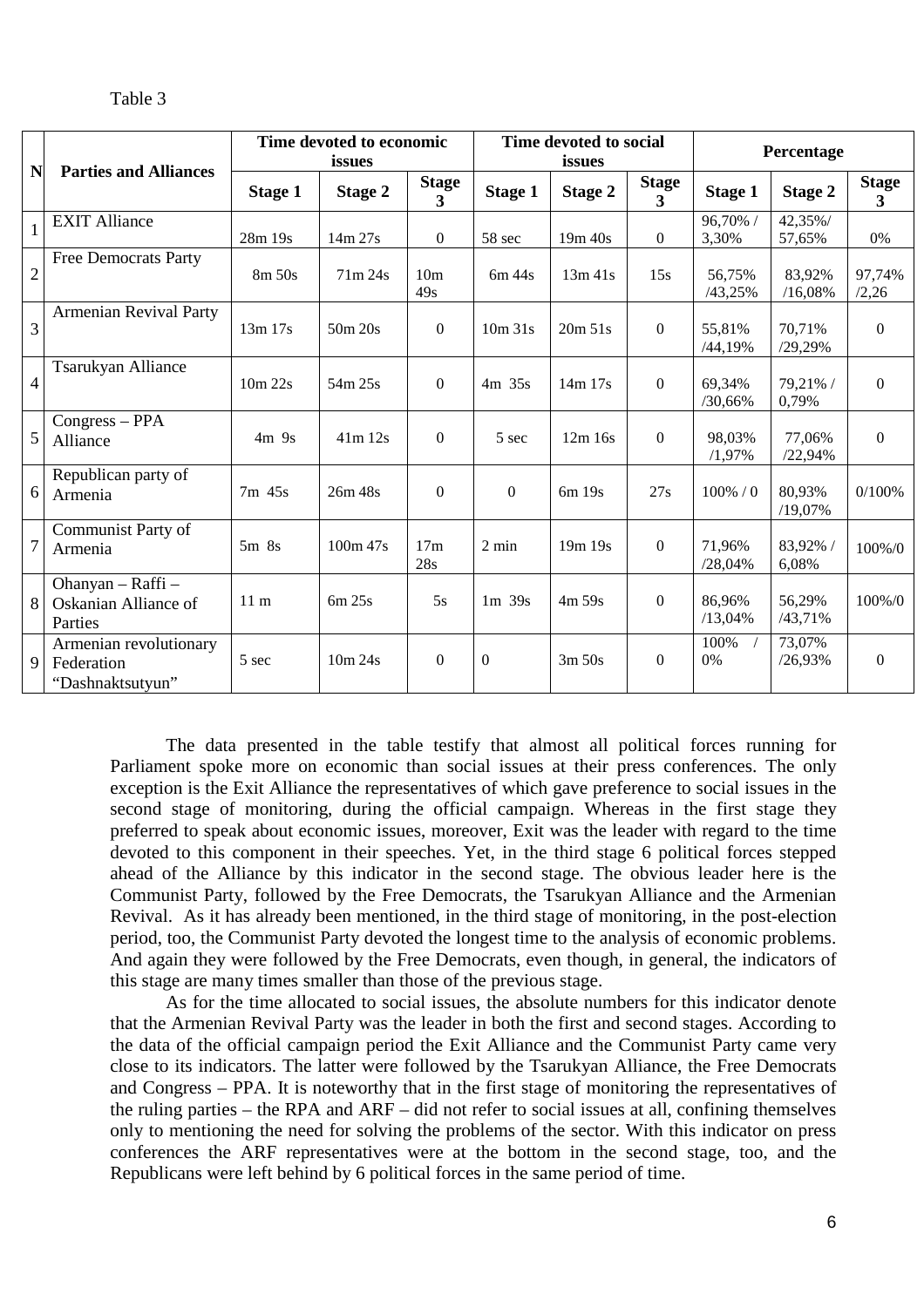Table 3

| N | Parties and Alliances | Time devoted to economic issues | | | Time devoted to social issues | | | Percentage | | |
|---|---|---|---|---|---|---|---|---|---|---|
| | | Stage 1 | Stage 2 | Stage 3 | Stage 1 | Stage 2 | Stage 3 | Stage 1 | Stage 2 | Stage 3 |
| 1 | EXIT Alliance | 28m 19s | 14m 27s | 0 | 58 sec | 19m 40s | 0 | 96,70% / 3,30% | 42,35%/ 57,65% | 0% |
| 2 | Free Democrats Party | 8m 50s | 71m 24s | 10m 49s | 6m 44s | 13m 41s | 15s | 56,75% /43,25% | 83,92% /16,08% | 97,74% /2,26 |
| 3 | Armenian Revival Party | 13m 17s | 50m 20s | 0 | 10m 31s | 20m 51s | 0 | 55,81% /44,19% | 70,71% /29,29% | 0 |
| 4 | Tsarukyan Alliance | 10m 22s | 54m 25s | 0 | 4m 35s | 14m 17s | 0 | 69,34% /30,66% | 79,21% / 0,79% | 0 |
| 5 | Congress – PPA Alliance | 4m 9s | 41m 12s | 0 | 5 sec | 12m 16s | 0 | 98,03% /1,97% | 77,06% /22,94% | 0 |
| 6 | Republican party of Armenia | 7m 45s | 26m 48s | 0 | 0 | 6m 19s | 27s | 100% / 0 | 80,93% /19,07% | 0/100% |
| 7 | Communist Party of Armenia | 5m 8s | 100m 47s | 17m 28s | 2 min | 19m 19s | 0 | 71,96% /28,04% | 83,92% / 6,08% | 100%/0 |
| 8 | Ohanyan – Raffi – Oskanian Alliance of Parties | 11 m | 6m 25s | 5s | 1m 39s | 4m 59s | 0 | 86,96% /13,04% | 56,29% /43,71% | 100%/0 |
| 9 | Armenian revolutionary Federation "Dashnaktsutyun" | 5 sec | 10m 24s | 0 | 0 | 3m 50s | 0 | 100% / 0% | 73,07% /26,93% | 0 |

The data presented in the table testify that almost all political forces running for Parliament spoke more on economic than social issues at their press conferences. The only exception is the Exit Alliance the representatives of which gave preference to social issues in the second stage of monitoring, during the official campaign. Whereas in the first stage they preferred to speak about economic issues, moreover, Exit was the leader with regard to the time devoted to this component in their speeches. Yet, in the third stage 6 political forces stepped ahead of the Alliance by this indicator in the second stage. The obvious leader here is the Communist Party, followed by the Free Democrats, the Tsarukyan Alliance and the Armenian Revival. As it has already been mentioned, in the third stage of monitoring, in the post-election period, too, the Communist Party devoted the longest time to the analysis of economic problems. And again they were followed by the Free Democrats, even though, in general, the indicators of this stage are many times smaller than those of the previous stage.

As for the time allocated to social issues, the absolute numbers for this indicator denote that the Armenian Revival Party was the leader in both the first and second stages. According to the data of the official campaign period the Exit Alliance and the Communist Party came very close to its indicators. The latter were followed by the Tsarukyan Alliance, the Free Democrats and Congress – PPA. It is noteworthy that in the first stage of monitoring the representatives of the ruling parties – the RPA and ARF – did not refer to social issues at all, confining themselves only to mentioning the need for solving the problems of the sector. With this indicator on press conferences the ARF representatives were at the bottom in the second stage, too, and the Republicans were left behind by 6 political forces in the same period of time.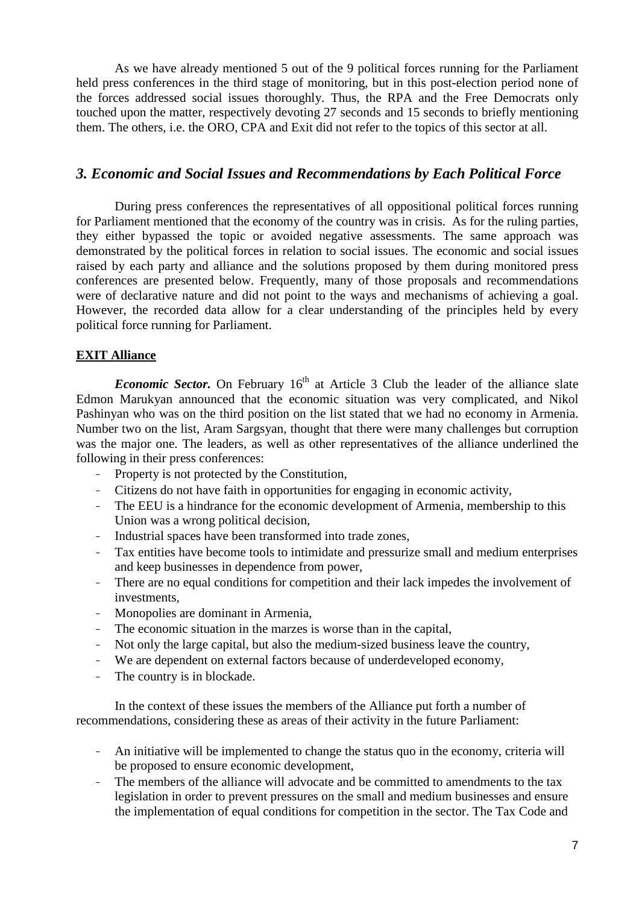As we have already mentioned 5 out of the 9 political forces running for the Parliament held press conferences in the third stage of monitoring, but in this post-election period none of the forces addressed social issues thoroughly. Thus, the RPA and the Free Democrats only touched upon the matter, respectively devoting 27 seconds and 15 seconds to briefly mentioning them. The others, i.e. the ORO, CPA and Exit did not refer to the topics of this sector at all.

## *3. Economic and Social Issues and Recommendations by Each Political Force*

During press conferences the representatives of all oppositional political forces running for Parliament mentioned that the economy of the country was in crisis. As for the ruling parties, they either bypassed the topic or avoided negative assessments. The same approach was demonstrated by the political forces in relation to social issues. The economic and social issues raised by each party and alliance and the solutions proposed by them during monitored press conferences are presented below. Frequently, many of those proposals and recommendations were of declarative nature and did not point to the ways and mechanisms of achieving a goal. However, the recorded data allow for a clear understanding of the principles held by every political force running for Parliament.

### **EXIT Alliance**

***Economic Sector.*** On February 16th at Article 3 Club the leader of the alliance slate Edmon Marukyan announced that the economic situation was very complicated, and Nikol Pashinyan who was on the third position on the list stated that we had no economy in Armenia. Number two on the list, Aram Sargsyan, thought that there were many challenges but corruption was the major one. The leaders, as well as other representatives of the alliance underlined the following in their press conferences:

- Property is not protected by the Constitution,
- Citizens do not have faith in opportunities for engaging in economic activity,
- The EEU is a hindrance for the economic development of Armenia, membership to this Union was a wrong political decision,
- Industrial spaces have been transformed into trade zones,
- Tax entities have become tools to intimidate and pressurize small and medium enterprises and keep businesses in dependence from power,
- There are no equal conditions for competition and their lack impedes the involvement of investments,
- Monopolies are dominant in Armenia,
- The economic situation in the marzes is worse than in the capital,
- Not only the large capital, but also the medium-sized business leave the country,
- We are dependent on external factors because of underdeveloped economy,
- The country is in blockade.

In the context of these issues the members of the Alliance put forth a number of recommendations, considering these as areas of their activity in the future Parliament:

- An initiative will be implemented to change the status quo in the economy, criteria will be proposed to ensure economic development,
- The members of the alliance will advocate and be committed to amendments to the tax legislation in order to prevent pressures on the small and medium businesses and ensure the implementation of equal conditions for competition in the sector. The Tax Code and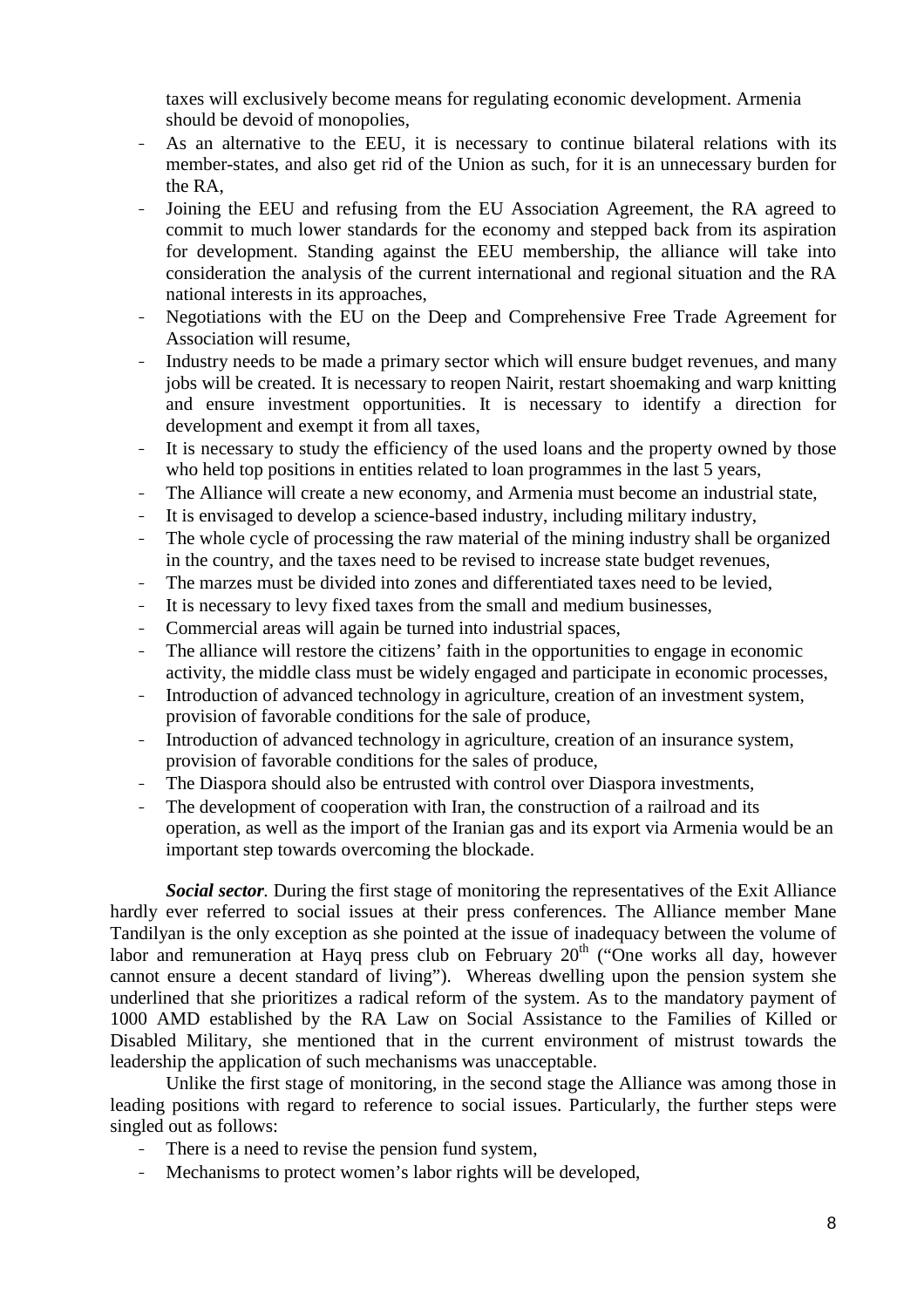taxes will exclusively become means for regulating economic development. Armenia should be devoid of monopolies,

- As an alternative to the EEU, it is necessary to continue bilateral relations with its member-states, and also get rid of the Union as such, for it is an unnecessary burden for the RA,
- Joining the EEU and refusing from the EU Association Agreement, the RA agreed to commit to much lower standards for the economy and stepped back from its aspiration for development. Standing against the EEU membership, the alliance will take into consideration the analysis of the current international and regional situation and the RA national interests in its approaches,
- Negotiations with the EU on the Deep and Comprehensive Free Trade Agreement for Association will resume,
- Industry needs to be made a primary sector which will ensure budget revenues, and many jobs will be created. It is necessary to reopen Nairit, restart shoemaking and warp knitting and ensure investment opportunities. It is necessary to identify a direction for development and exempt it from all taxes,
- It is necessary to study the efficiency of the used loans and the property owned by those who held top positions in entities related to loan programmes in the last 5 years,
- The Alliance will create a new economy, and Armenia must become an industrial state,
- It is envisaged to develop a science-based industry, including military industry,
- The whole cycle of processing the raw material of the mining industry shall be organized in the country, and the taxes need to be revised to increase state budget revenues,
- The marzes must be divided into zones and differentiated taxes need to be levied,
- It is necessary to levy fixed taxes from the small and medium businesses,
- Commercial areas will again be turned into industrial spaces,
- The alliance will restore the citizens' faith in the opportunities to engage in economic activity, the middle class must be widely engaged and participate in economic processes,
- Introduction of advanced technology in agriculture, creation of an investment system, provision of favorable conditions for the sale of produce,
- Introduction of advanced technology in agriculture, creation of an insurance system, provision of favorable conditions for the sales of produce,
- The Diaspora should also be entrusted with control over Diaspora investments,
- The development of cooperation with Iran, the construction of a railroad and its operation, as well as the import of the Iranian gas and its export via Armenia would be an important step towards overcoming the blockade.

***Social sector.*** During the first stage of monitoring the representatives of the Exit Alliance hardly ever referred to social issues at their press conferences. The Alliance member Mane Tandilyan is the only exception as she pointed at the issue of inadequacy between the volume of labor and remuneration at Hayq press club on February 20th ("One works all day, however cannot ensure a decent standard of living"). Whereas dwelling upon the pension system she underlined that she prioritizes a radical reform of the system. As to the mandatory payment of 1000 AMD established by the RA Law on Social Assistance to the Families of Killed or Disabled Military, she mentioned that in the current environment of mistrust towards the leadership the application of such mechanisms was unacceptable.

Unlike the first stage of monitoring, in the second stage the Alliance was among those in leading positions with regard to reference to social issues. Particularly, the further steps were singled out as follows:

- There is a need to revise the pension fund system,
- Mechanisms to protect women's labor rights will be developed,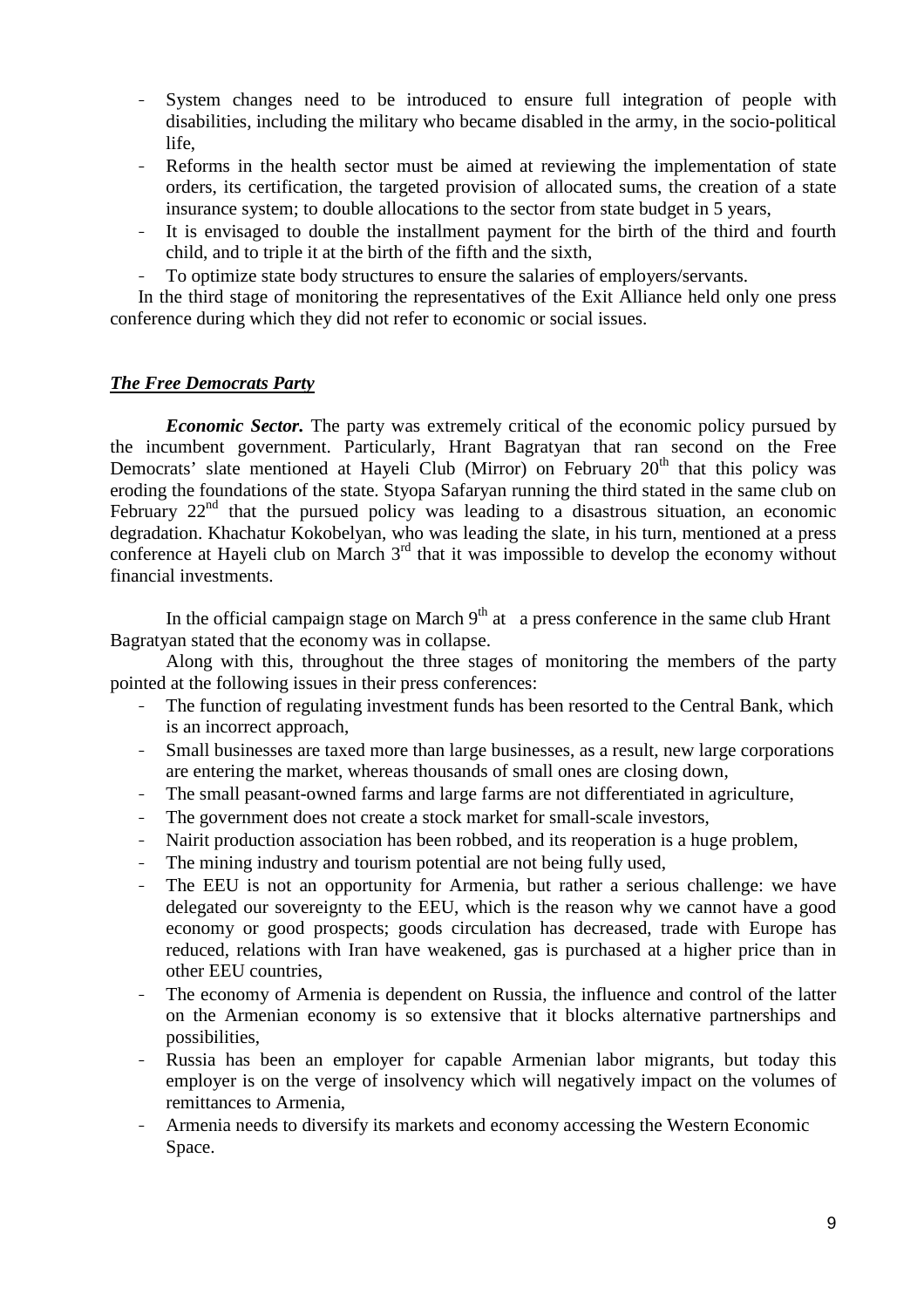- System changes need to be introduced to ensure full integration of people with disabilities, including the military who became disabled in the army, in the socio-political life,
- Reforms in the health sector must be aimed at reviewing the implementation of state orders, its certification, the targeted provision of allocated sums, the creation of a state insurance system; to double allocations to the sector from state budget in 5 years,
- It is envisaged to double the installment payment for the birth of the third and fourth child, and to triple it at the birth of the fifth and the sixth,
- To optimize state body structures to ensure the salaries of employers/servants.

In the third stage of monitoring the representatives of the Exit Alliance held only one press conference during which they did not refer to economic or social issues.

## ***The Free Democrats Party***

***Economic Sector.*** The party was extremely critical of the economic policy pursued by the incumbent government. Particularly, Hrant Bagratyan that ran second on the Free Democrats' slate mentioned at Hayeli Club (Mirror) on February 20th that this policy was eroding the foundations of the state. Styopa Safaryan running the third stated in the same club on February 22nd that the pursued policy was leading to a disastrous situation, an economic degradation. Khachatur Kokobelyan, who was leading the slate, in his turn, mentioned at a press conference at Hayeli club on March 3rd that it was impossible to develop the economy without financial investments.

In the official campaign stage on March 9th at a press conference in the same club Hrant Bagratyan stated that the economy was in collapse.

Along with this, throughout the three stages of monitoring the members of the party pointed at the following issues in their press conferences:

- The function of regulating investment funds has been resorted to the Central Bank, which is an incorrect approach,
- Small businesses are taxed more than large businesses, as a result, new large corporations are entering the market, whereas thousands of small ones are closing down,
- The small peasant-owned farms and large farms are not differentiated in agriculture,
- The government does not create a stock market for small-scale investors,
- Nairit production association has been robbed, and its reoperation is a huge problem,
- The mining industry and tourism potential are not being fully used,
- The EEU is not an opportunity for Armenia, but rather a serious challenge: we have delegated our sovereignty to the EEU, which is the reason why we cannot have a good economy or good prospects; goods circulation has decreased, trade with Europe has reduced, relations with Iran have weakened, gas is purchased at a higher price than in other EEU countries,
- The economy of Armenia is dependent on Russia, the influence and control of the latter on the Armenian economy is so extensive that it blocks alternative partnerships and possibilities,
- Russia has been an employer for capable Armenian labor migrants, but today this employer is on the verge of insolvency which will negatively impact on the volumes of remittances to Armenia,
- Armenia needs to diversify its markets and economy accessing the Western Economic Space.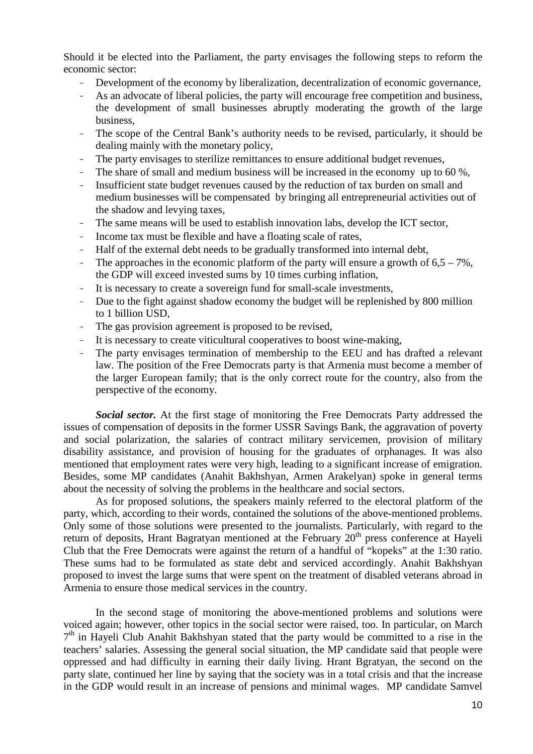Should it be elected into the Parliament, the party envisages the following steps to reform the economic sector:

- Development of the economy by liberalization, decentralization of economic governance,
- As an advocate of liberal policies, the party will encourage free competition and business, the development of small businesses abruptly moderating the growth of the large business,
- The scope of the Central Bank's authority needs to be revised, particularly, it should be dealing mainly with the monetary policy,
- The party envisages to sterilize remittances to ensure additional budget revenues,
- The share of small and medium business will be increased in the economy up to 60 %,
- Insufficient state budget revenues caused by the reduction of tax burden on small and medium businesses will be compensated by bringing all entrepreneurial activities out of the shadow and levying taxes,
- The same means will be used to establish innovation labs, develop the ICT sector,
- Income tax must be flexible and have a floating scale of rates,
- Half of the external debt needs to be gradually transformed into internal debt,
- The approaches in the economic platform of the party will ensure a growth of 6,5 – 7%, the GDP will exceed invested sums by 10 times curbing inflation,
- It is necessary to create a sovereign fund for small-scale investments,
- Due to the fight against shadow economy the budget will be replenished by 800 million to 1 billion USD,
- The gas provision agreement is proposed to be revised,
- It is necessary to create viticultural cooperatives to boost wine-making,
- The party envisages termination of membership to the EEU and has drafted a relevant law. The position of the Free Democrats party is that Armenia must become a member of the larger European family; that is the only correct route for the country, also from the perspective of the economy.

***Social sector.*** At the first stage of monitoring the Free Democrats Party addressed the issues of compensation of deposits in the former USSR Savings Bank, the aggravation of poverty and social polarization, the salaries of contract military servicemen, provision of military disability assistance, and provision of housing for the graduates of orphanages. It was also mentioned that employment rates were very high, leading to a significant increase of emigration. Besides, some MP candidates (Anahit Bakhshyan, Armen Arakelyan) spoke in general terms about the necessity of solving the problems in the healthcare and social sectors.

As for proposed solutions, the speakers mainly referred to the electoral platform of the party, which, according to their words, contained the solutions of the above-mentioned problems. Only some of those solutions were presented to the journalists. Particularly, with regard to the return of deposits, Hrant Bagratyan mentioned at the February 20th press conference at Hayeli Club that the Free Democrats were against the return of a handful of "kopeks" at the 1:30 ratio. These sums had to be formulated as state debt and serviced accordingly. Anahit Bakhshyan proposed to invest the large sums that were spent on the treatment of disabled veterans abroad in Armenia to ensure those medical services in the country.

In the second stage of monitoring the above-mentioned problems and solutions were voiced again; however, other topics in the social sector were raised, too. In particular, on March 7th in Hayeli Club Anahit Bakhshyan stated that the party would be committed to a rise in the teachers' salaries. Assessing the general social situation, the MP candidate said that people were oppressed and had difficulty in earning their daily living. Hrant Bgratyan, the second on the party slate, continued her line by saying that the society was in a total crisis and that the increase in the GDP would result in an increase of pensions and minimal wages. MP candidate Samvel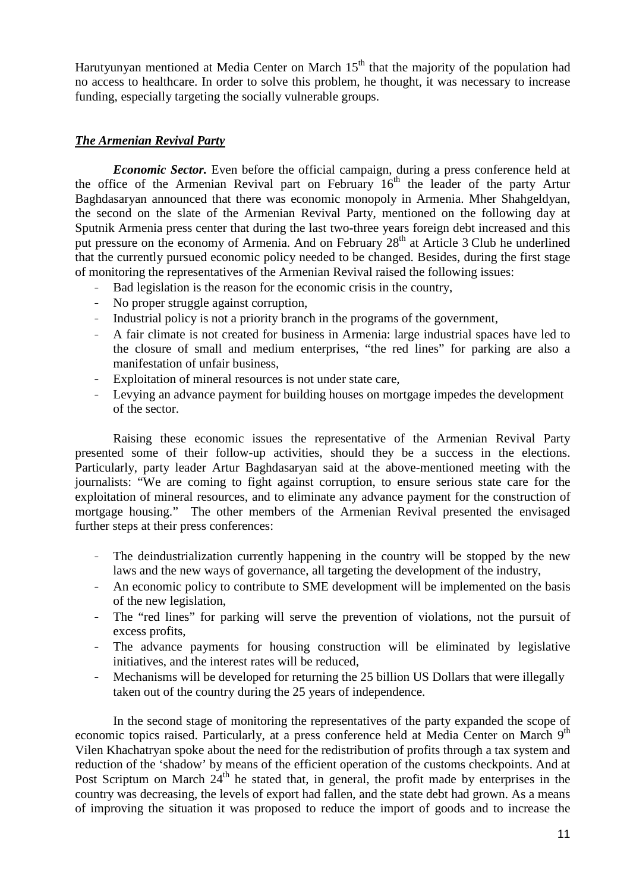Harutyunyan mentioned at Media Center on March 15th that the majority of the population had no access to healthcare. In order to solve this problem, he thought, it was necessary to increase funding, especially targeting the socially vulnerable groups.

### ***The Armenian Revival Party***

***Economic Sector.*** Even before the official campaign, during a press conference held at the office of the Armenian Revival part on February 16th the leader of the party Artur Baghdasaryan announced that there was economic monopoly in Armenia. Mher Shahgeldyan, the second on the slate of the Armenian Revival Party, mentioned on the following day at Sputnik Armenia press center that during the last two-three years foreign debt increased and this put pressure on the economy of Armenia. And on February 28th at Article 3 Club he underlined that the currently pursued economic policy needed to be changed. Besides, during the first stage of monitoring the representatives of the Armenian Revival raised the following issues:

- Bad legislation is the reason for the economic crisis in the country,
- No proper struggle against corruption,
- Industrial policy is not a priority branch in the programs of the government,
- A fair climate is not created for business in Armenia: large industrial spaces have led to the closure of small and medium enterprises, "the red lines" for parking are also a manifestation of unfair business,
- Exploitation of mineral resources is not under state care,
- Levying an advance payment for building houses on mortgage impedes the development of the sector.

Raising these economic issues the representative of the Armenian Revival Party presented some of their follow-up activities, should they be a success in the elections. Particularly, party leader Artur Baghdasaryan said at the above-mentioned meeting with the journalists: "We are coming to fight against corruption, to ensure serious state care for the exploitation of mineral resources, and to eliminate any advance payment for the construction of mortgage housing." The other members of the Armenian Revival presented the envisaged further steps at their press conferences:

- The deindustrialization currently happening in the country will be stopped by the new laws and the new ways of governance, all targeting the development of the industry,
- An economic policy to contribute to SME development will be implemented on the basis of the new legislation,
- The "red lines" for parking will serve the prevention of violations, not the pursuit of excess profits,
- The advance payments for housing construction will be eliminated by legislative initiatives, and the interest rates will be reduced,
- Mechanisms will be developed for returning the 25 billion US Dollars that were illegally taken out of the country during the 25 years of independence.

In the second stage of monitoring the representatives of the party expanded the scope of economic topics raised. Particularly, at a press conference held at Media Center on March 9th Vilen Khachatryan spoke about the need for the redistribution of profits through a tax system and reduction of the 'shadow' by means of the efficient operation of the customs checkpoints. And at Post Scriptum on March 24th he stated that, in general, the profit made by enterprises in the country was decreasing, the levels of export had fallen, and the state debt had grown. As a means of improving the situation it was proposed to reduce the import of goods and to increase the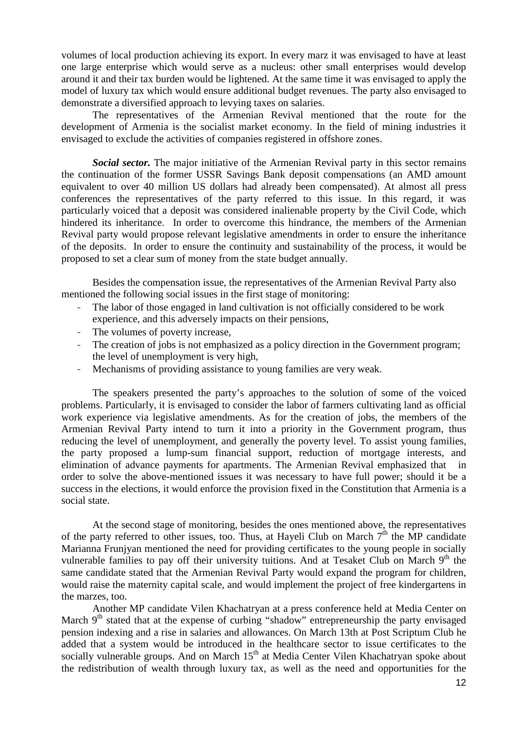volumes of local production achieving its export. In every marz it was envisaged to have at least one large enterprise which would serve as a nucleus: other small enterprises would develop around it and their tax burden would be lightened. At the same time it was envisaged to apply the model of luxury tax which would ensure additional budget revenues. The party also envisaged to demonstrate a diversified approach to levying taxes on salaries.

The representatives of the Armenian Revival mentioned that the route for the development of Armenia is the socialist market economy. In the field of mining industries it envisaged to exclude the activities of companies registered in offshore zones.

***Social sector.*** The major initiative of the Armenian Revival party in this sector remains the continuation of the former USSR Savings Bank deposit compensations (an AMD amount equivalent to over 40 million US dollars had already been compensated). At almost all press conferences the representatives of the party referred to this issue. In this regard, it was particularly voiced that a deposit was considered inalienable property by the Civil Code, which hindered its inheritance. In order to overcome this hindrance, the members of the Armenian Revival party would propose relevant legislative amendments in order to ensure the inheritance of the deposits. In order to ensure the continuity and sustainability of the process, it would be proposed to set a clear sum of money from the state budget annually.

Besides the compensation issue, the representatives of the Armenian Revival Party also mentioned the following social issues in the first stage of monitoring:

- The labor of those engaged in land cultivation is not officially considered to be work experience, and this adversely impacts on their pensions,
- The volumes of poverty increase,
- The creation of jobs is not emphasized as a policy direction in the Government program; the level of unemployment is very high,
- Mechanisms of providing assistance to young families are very weak.

The speakers presented the party's approaches to the solution of some of the voiced problems. Particularly, it is envisaged to consider the labor of farmers cultivating land as official work experience via legislative amendments. As for the creation of jobs, the members of the Armenian Revival Party intend to turn it into a priority in the Government program, thus reducing the level of unemployment, and generally the poverty level. To assist young families, the party proposed a lump-sum financial support, reduction of mortgage interests, and elimination of advance payments for apartments. The Armenian Revival emphasized that in order to solve the above-mentioned issues it was necessary to have full power; should it be a success in the elections, it would enforce the provision fixed in the Constitution that Armenia is a social state.

At the second stage of monitoring, besides the ones mentioned above, the representatives of the party referred to other issues, too. Thus, at Hayeli Club on March 7th the MP candidate Marianna Frunjyan mentioned the need for providing certificates to the young people in socially vulnerable families to pay off their university tuitions. And at Tesaket Club on March 9th the same candidate stated that the Armenian Revival Party would expand the program for children, would raise the maternity capital scale, and would implement the project of free kindergartens in the marzes, too.

Another MP candidate Vilen Khachatryan at a press conference held at Media Center on March 9th stated that at the expense of curbing "shadow" entrepreneurship the party envisaged pension indexing and a rise in salaries and allowances. On March 13th at Post Scriptum Club he added that a system would be introduced in the healthcare sector to issue certificates to the socially vulnerable groups. And on March 15th at Media Center Vilen Khachatryan spoke about the redistribution of wealth through luxury tax, as well as the need and opportunities for the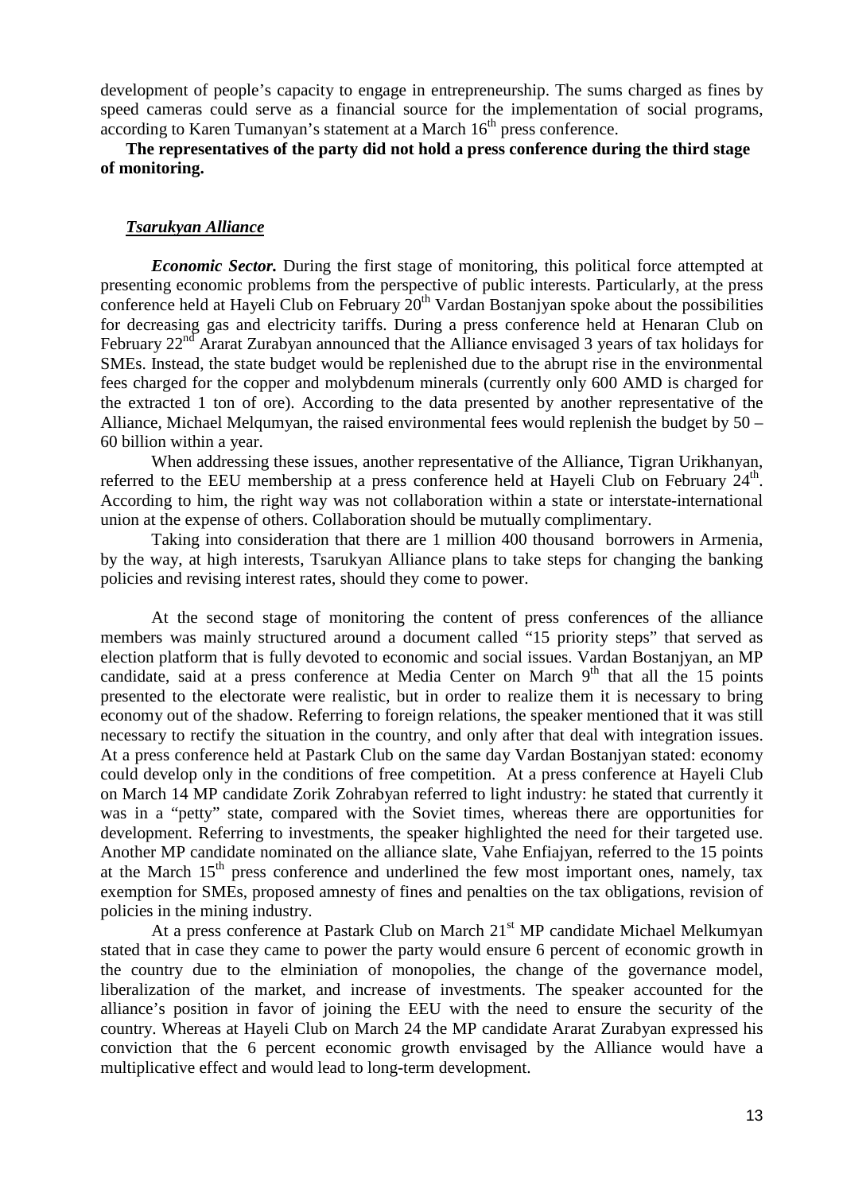development of people's capacity to engage in entrepreneurship. The sums charged as fines by speed cameras could serve as a financial source for the implementation of social programs, according to Karen Tumanyan's statement at a March 16th press conference.

**The representatives of the party did not hold a press conference during the third stage of monitoring.**

***Tsarukyan Alliance***

***Economic Sector.*** During the first stage of monitoring, this political force attempted at presenting economic problems from the perspective of public interests. Particularly, at the press conference held at Hayeli Club on February 20th Vardan Bostanjyan spoke about the possibilities for decreasing gas and electricity tariffs. During a press conference held at Henaran Club on February 22nd Ararat Zurabyan announced that the Alliance envisaged 3 years of tax holidays for SMEs. Instead, the state budget would be replenished due to the abrupt rise in the environmental fees charged for the copper and molybdenum minerals (currently only 600 AMD is charged for the extracted 1 ton of ore). According to the data presented by another representative of the Alliance, Michael Melqumyan, the raised environmental fees would replenish the budget by 50 – 60 billion within a year.

When addressing these issues, another representative of the Alliance, Tigran Urikhanyan, referred to the EEU membership at a press conference held at Hayeli Club on February 24th. According to him, the right way was not collaboration within a state or interstate-international union at the expense of others. Collaboration should be mutually complimentary.

Taking into consideration that there are 1 million 400 thousand borrowers in Armenia, by the way, at high interests, Tsarukyan Alliance plans to take steps for changing the banking policies and revising interest rates, should they come to power.

At the second stage of monitoring the content of press conferences of the alliance members was mainly structured around a document called "15 priority steps" that served as election platform that is fully devoted to economic and social issues. Vardan Bostanjyan, an MP candidate, said at a press conference at Media Center on March 9th that all the 15 points presented to the electorate were realistic, but in order to realize them it is necessary to bring economy out of the shadow. Referring to foreign relations, the speaker mentioned that it was still necessary to rectify the situation in the country, and only after that deal with integration issues. At a press conference held at Pastark Club on the same day Vardan Bostanjyan stated: economy could develop only in the conditions of free competition. At a press conference at Hayeli Club on March 14 MP candidate Zorik Zohrabyan referred to light industry: he stated that currently it was in a "petty" state, compared with the Soviet times, whereas there are opportunities for development. Referring to investments, the speaker highlighted the need for their targeted use. Another MP candidate nominated on the alliance slate, Vahe Enfiajyan, referred to the 15 points at the March 15th press conference and underlined the few most important ones, namely, tax exemption for SMEs, proposed amnesty of fines and penalties on the tax obligations, revision of policies in the mining industry.

At a press conference at Pastark Club on March 21st MP candidate Michael Melkumyan stated that in case they came to power the party would ensure 6 percent of economic growth in the country due to the elminiation of monopolies, the change of the governance model, liberalization of the market, and increase of investments. The speaker accounted for the alliance's position in favor of joining the EEU with the need to ensure the security of the country. Whereas at Hayeli Club on March 24 the MP candidate Ararat Zurabyan expressed his conviction that the 6 percent economic growth envisaged by the Alliance would have a multiplicative effect and would lead to long-term development.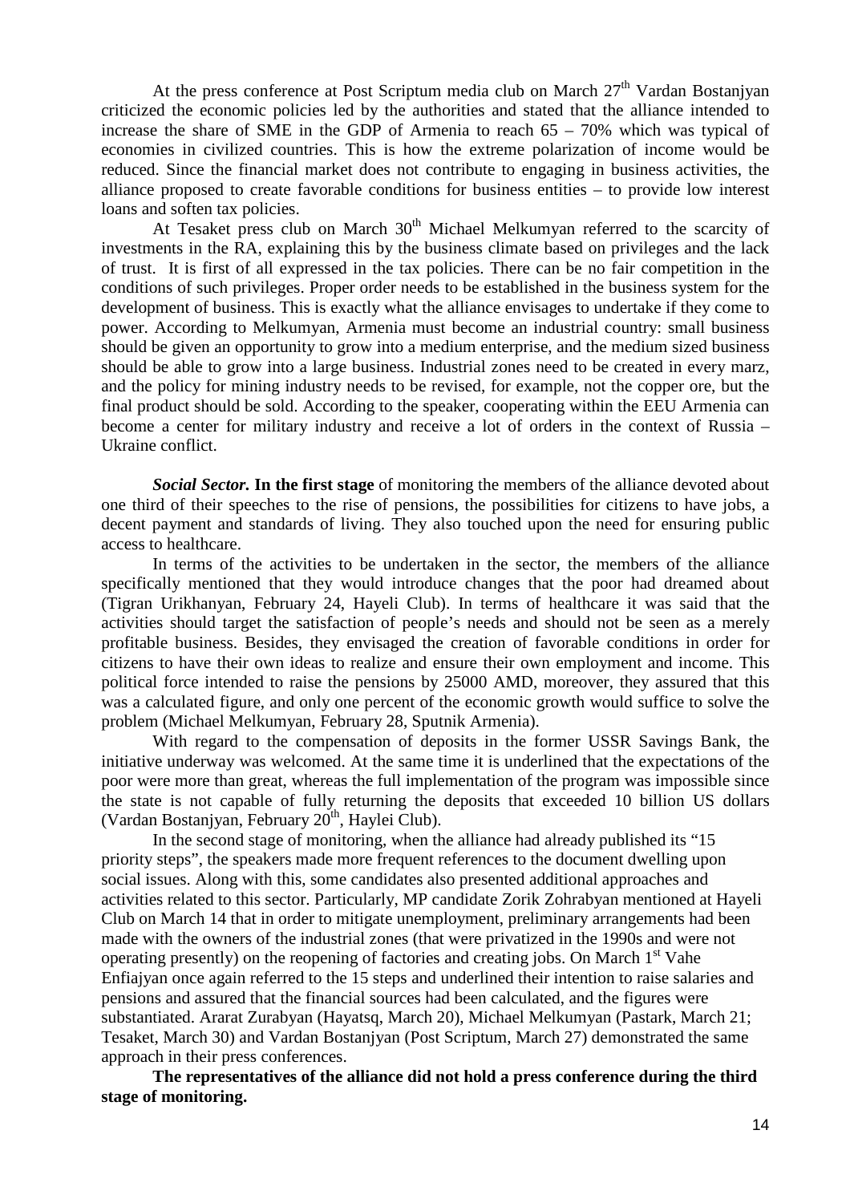At the press conference at Post Scriptum media club on March 27th Vardan Bostanjyan criticized the economic policies led by the authorities and stated that the alliance intended to increase the share of SME in the GDP of Armenia to reach 65 – 70% which was typical of economies in civilized countries. This is how the extreme polarization of income would be reduced. Since the financial market does not contribute to engaging in business activities, the alliance proposed to create favorable conditions for business entities – to provide low interest loans and soften tax policies.

At Tesaket press club on March 30th Michael Melkumyan referred to the scarcity of investments in the RA, explaining this by the business climate based on privileges and the lack of trust. It is first of all expressed in the tax policies. There can be no fair competition in the conditions of such privileges. Proper order needs to be established in the business system for the development of business. This is exactly what the alliance envisages to undertake if they come to power. According to Melkumyan, Armenia must become an industrial country: small business should be given an opportunity to grow into a medium enterprise, and the medium sized business should be able to grow into a large business. Industrial zones need to be created in every marz, and the policy for mining industry needs to be revised, for example, not the copper ore, but the final product should be sold. According to the speaker, cooperating within the EEU Armenia can become a center for military industry and receive a lot of orders in the context of Russia – Ukraine conflict.

***Social Sector.*** **In the first stage** of monitoring the members of the alliance devoted about one third of their speeches to the rise of pensions, the possibilities for citizens to have jobs, a decent payment and standards of living. They also touched upon the need for ensuring public access to healthcare.

In terms of the activities to be undertaken in the sector, the members of the alliance specifically mentioned that they would introduce changes that the poor had dreamed about (Tigran Urikhanyan, February 24, Hayeli Club). In terms of healthcare it was said that the activities should target the satisfaction of people's needs and should not be seen as a merely profitable business. Besides, they envisaged the creation of favorable conditions in order for citizens to have their own ideas to realize and ensure their own employment and income. This political force intended to raise the pensions by 25000 AMD, moreover, they assured that this was a calculated figure, and only one percent of the economic growth would suffice to solve the problem (Michael Melkumyan, February 28, Sputnik Armenia).

With regard to the compensation of deposits in the former USSR Savings Bank, the initiative underway was welcomed. At the same time it is underlined that the expectations of the poor were more than great, whereas the full implementation of the program was impossible since the state is not capable of fully returning the deposits that exceeded 10 billion US dollars (Vardan Bostanjyan, February 20th, Haylei Club).

In the second stage of monitoring, when the alliance had already published its "15 priority steps", the speakers made more frequent references to the document dwelling upon social issues. Along with this, some candidates also presented additional approaches and activities related to this sector. Particularly, MP candidate Zorik Zohrabyan mentioned at Hayeli Club on March 14 that in order to mitigate unemployment, preliminary arrangements had been made with the owners of the industrial zones (that were privatized in the 1990s and were not operating presently) on the reopening of factories and creating jobs. On March 1st Vahe Enfiajyan once again referred to the 15 steps and underlined their intention to raise salaries and pensions and assured that the financial sources had been calculated, and the figures were substantiated. Ararat Zurabyan (Hayatsq, March 20), Michael Melkumyan (Pastark, March 21; Tesaket, March 30) and Vardan Bostanjyan (Post Scriptum, March 27) demonstrated the same approach in their press conferences.

**The representatives of the alliance did not hold a press conference during the third stage of monitoring.**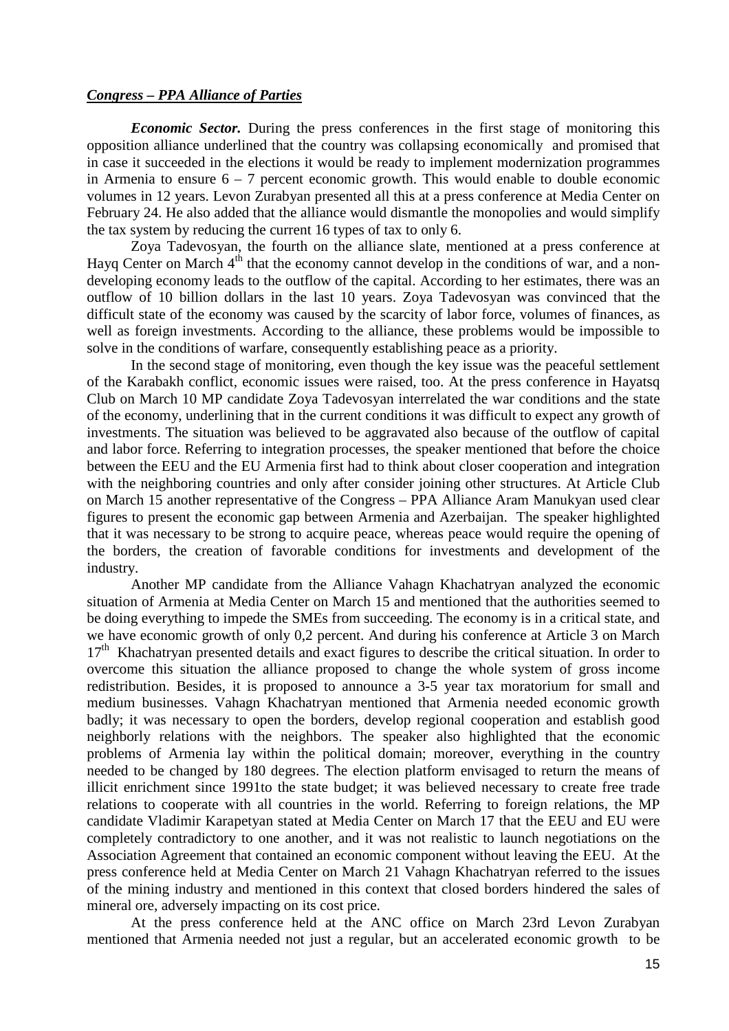***Congress – PPA Alliance of Parties***

***Economic Sector.*** During the press conferences in the first stage of monitoring this opposition alliance underlined that the country was collapsing economically and promised that in case it succeeded in the elections it would be ready to implement modernization programmes in Armenia to ensure 6 – 7 percent economic growth. This would enable to double economic volumes in 12 years. Levon Zurabyan presented all this at a press conference at Media Center on February 24. He also added that the alliance would dismantle the monopolies and would simplify the tax system by reducing the current 16 types of tax to only 6.

Zoya Tadevosyan, the fourth on the alliance slate, mentioned at a press conference at Hayq Center on March 4th that the economy cannot develop in the conditions of war, and a non-developing economy leads to the outflow of the capital. According to her estimates, there was an outflow of 10 billion dollars in the last 10 years. Zoya Tadevosyan was convinced that the difficult state of the economy was caused by the scarcity of labor force, volumes of finances, as well as foreign investments. According to the alliance, these problems would be impossible to solve in the conditions of warfare, consequently establishing peace as a priority.

In the second stage of monitoring, even though the key issue was the peaceful settlement of the Karabakh conflict, economic issues were raised, too. At the press conference in Hayatsq Club on March 10 MP candidate Zoya Tadevosyan interrelated the war conditions and the state of the economy, underlining that in the current conditions it was difficult to expect any growth of investments. The situation was believed to be aggravated also because of the outflow of capital and labor force. Referring to integration processes, the speaker mentioned that before the choice between the EEU and the EU Armenia first had to think about closer cooperation and integration with the neighboring countries and only after consider joining other structures. At Article Club on March 15 another representative of the Congress – PPA Alliance Aram Manukyan used clear figures to present the economic gap between Armenia and Azerbaijan. The speaker highlighted that it was necessary to be strong to acquire peace, whereas peace would require the opening of the borders, the creation of favorable conditions for investments and development of the industry.

Another MP candidate from the Alliance Vahagn Khachatryan analyzed the economic situation of Armenia at Media Center on March 15 and mentioned that the authorities seemed to be doing everything to impede the SMEs from succeeding. The economy is in a critical state, and we have economic growth of only 0,2 percent. And during his conference at Article 3 on March 17th Khachatryan presented details and exact figures to describe the critical situation. In order to overcome this situation the alliance proposed to change the whole system of gross income redistribution. Besides, it is proposed to announce a 3-5 year tax moratorium for small and medium businesses. Vahagn Khachatryan mentioned that Armenia needed economic growth badly; it was necessary to open the borders, develop regional cooperation and establish good neighborly relations with the neighbors. The speaker also highlighted that the economic problems of Armenia lay within the political domain; moreover, everything in the country needed to be changed by 180 degrees. The election platform envisaged to return the means of illicit enrichment since 1991to the state budget; it was believed necessary to create free trade relations to cooperate with all countries in the world. Referring to foreign relations, the MP candidate Vladimir Karapetyan stated at Media Center on March 17 that the EEU and EU were completely contradictory to one another, and it was not realistic to launch negotiations on the Association Agreement that contained an economic component without leaving the EEU. At the press conference held at Media Center on March 21 Vahagn Khachatryan referred to the issues of the mining industry and mentioned in this context that closed borders hindered the sales of mineral ore, adversely impacting on its cost price.

At the press conference held at the ANC office on March 23rd Levon Zurabyan mentioned that Armenia needed not just a regular, but an accelerated economic growth to be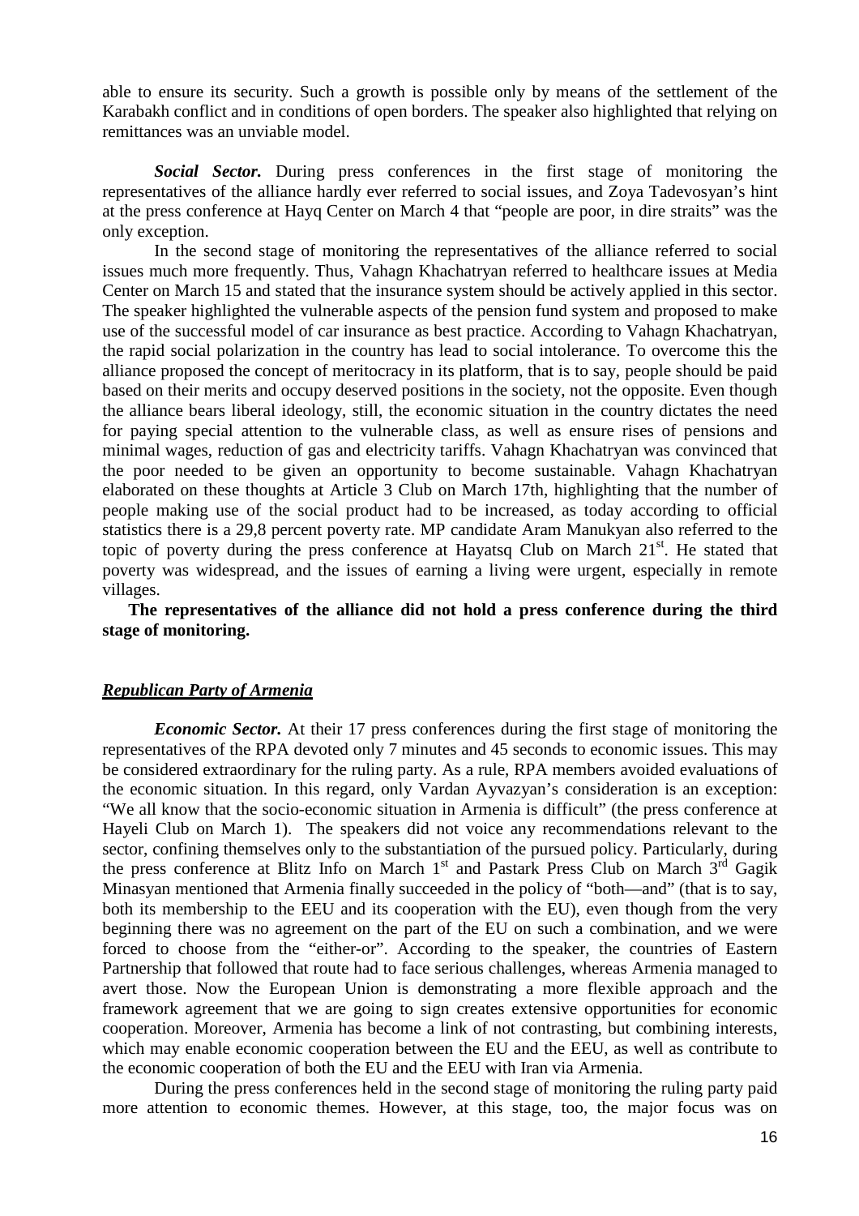able to ensure its security. Such a growth is possible only by means of the settlement of the Karabakh conflict and in conditions of open borders. The speaker also highlighted that relying on remittances was an unviable model.

***Social Sector.*** During press conferences in the first stage of monitoring the representatives of the alliance hardly ever referred to social issues, and Zoya Tadevosyan's hint at the press conference at Hayq Center on March 4 that "people are poor, in dire straits" was the only exception.

In the second stage of monitoring the representatives of the alliance referred to social issues much more frequently. Thus, Vahagn Khachatryan referred to healthcare issues at Media Center on March 15 and stated that the insurance system should be actively applied in this sector. The speaker highlighted the vulnerable aspects of the pension fund system and proposed to make use of the successful model of car insurance as best practice. According to Vahagn Khachatryan, the rapid social polarization in the country has lead to social intolerance. To overcome this the alliance proposed the concept of meritocracy in its platform, that is to say, people should be paid based on their merits and occupy deserved positions in the society, not the opposite. Even though the alliance bears liberal ideology, still, the economic situation in the country dictates the need for paying special attention to the vulnerable class, as well as ensure rises of pensions and minimal wages, reduction of gas and electricity tariffs. Vahagn Khachatryan was convinced that the poor needed to be given an opportunity to become sustainable. Vahagn Khachatryan elaborated on these thoughts at Article 3 Club on March 17th, highlighting that the number of people making use of the social product had to be increased, as today according to official statistics there is a 29,8 percent poverty rate. MP candidate Aram Manukyan also referred to the topic of poverty during the press conference at Hayatsq Club on March 21st. He stated that poverty was widespread, and the issues of earning a living were urgent, especially in remote villages.

**The representatives of the alliance did not hold a press conference during the third stage of monitoring.**

***Republican Party of Armenia***

***Economic Sector.*** At their 17 press conferences during the first stage of monitoring the representatives of the RPA devoted only 7 minutes and 45 seconds to economic issues. This may be considered extraordinary for the ruling party. As a rule, RPA members avoided evaluations of the economic situation. In this regard, only Vardan Ayvazyan's consideration is an exception: "We all know that the socio-economic situation in Armenia is difficult" (the press conference at Hayeli Club on March 1). The speakers did not voice any recommendations relevant to the sector, confining themselves only to the substantiation of the pursued policy. Particularly, during the press conference at Blitz Info on March 1st and Pastark Press Club on March 3rd Gagik Minasyan mentioned that Armenia finally succeeded in the policy of "both—and" (that is to say, both its membership to the EEU and its cooperation with the EU), even though from the very beginning there was no agreement on the part of the EU on such a combination, and we were forced to choose from the "either-or". According to the speaker, the countries of Eastern Partnership that followed that route had to face serious challenges, whereas Armenia managed to avert those. Now the European Union is demonstrating a more flexible approach and the framework agreement that we are going to sign creates extensive opportunities for economic cooperation. Moreover, Armenia has become a link of not contrasting, but combining interests, which may enable economic cooperation between the EU and the EEU, as well as contribute to the economic cooperation of both the EU and the EEU with Iran via Armenia.

During the press conferences held in the second stage of monitoring the ruling party paid more attention to economic themes. However, at this stage, too, the major focus was on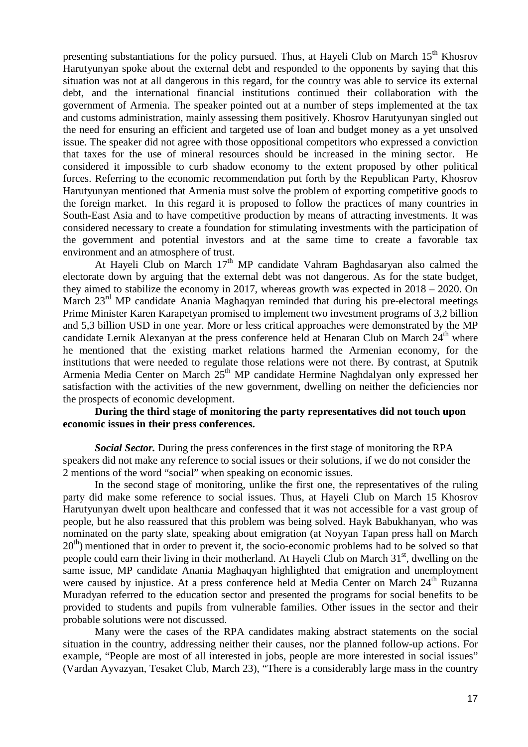presenting substantiations for the policy pursued. Thus, at Hayeli Club on March 15th Khosrov Harutyunyan spoke about the external debt and responded to the opponents by saying that this situation was not at all dangerous in this regard, for the country was able to service its external debt, and the international financial institutions continued their collaboration with the government of Armenia. The speaker pointed out at a number of steps implemented at the tax and customs administration, mainly assessing them positively. Khosrov Harutyunyan singled out the need for ensuring an efficient and targeted use of loan and budget money as a yet unsolved issue. The speaker did not agree with those oppositional competitors who expressed a conviction that taxes for the use of mineral resources should be increased in the mining sector. He considered it impossible to curb shadow economy to the extent proposed by other political forces. Referring to the economic recommendation put forth by the Republican Party, Khosrov Harutyunyan mentioned that Armenia must solve the problem of exporting competitive goods to the foreign market. In this regard it is proposed to follow the practices of many countries in South-East Asia and to have competitive production by means of attracting investments. It was considered necessary to create a foundation for stimulating investments with the participation of the government and potential investors and at the same time to create a favorable tax environment and an atmosphere of trust.

At Hayeli Club on March 17th MP candidate Vahram Baghdasaryan also calmed the electorate down by arguing that the external debt was not dangerous. As for the state budget, they aimed to stabilize the economy in 2017, whereas growth was expected in 2018 – 2020. On March 23rd MP candidate Anania Maghaqyan reminded that during his pre-electoral meetings Prime Minister Karen Karapetyan promised to implement two investment programs of 3,2 billion and 5,3 billion USD in one year. More or less critical approaches were demonstrated by the MP candidate Lernik Alexanyan at the press conference held at Henaran Club on March 24th where he mentioned that the existing market relations harmed the Armenian economy, for the institutions that were needed to regulate those relations were not there. By contrast, at Sputnik Armenia Media Center on March 25th MP candidate Hermine Naghdalyan only expressed her satisfaction with the activities of the new government, dwelling on neither the deficiencies nor the prospects of economic development.

**During the third stage of monitoring the party representatives did not touch upon economic issues in their press conferences.**

***Social Sector.*** During the press conferences in the first stage of monitoring the RPA speakers did not make any reference to social issues or their solutions, if we do not consider the 2 mentions of the word "social" when speaking on economic issues.

In the second stage of monitoring, unlike the first one, the representatives of the ruling party did make some reference to social issues. Thus, at Hayeli Club on March 15 Khosrov Harutyunyan dwelt upon healthcare and confessed that it was not accessible for a vast group of people, but he also reassured that this problem was being solved. Hayk Babukhanyan, who was nominated on the party slate, speaking about emigration (at Noyyan Tapan press hall on March 20th) mentioned that in order to prevent it, the socio-economic problems had to be solved so that people could earn their living in their motherland. At Hayeli Club on March 31st, dwelling on the same issue, MP candidate Anania Maghaqyan highlighted that emigration and unemployment were caused by injustice. At a press conference held at Media Center on March 24th Ruzanna Muradyan referred to the education sector and presented the programs for social benefits to be provided to students and pupils from vulnerable families. Other issues in the sector and their probable solutions were not discussed.

Many were the cases of the RPA candidates making abstract statements on the social situation in the country, addressing neither their causes, nor the planned follow-up actions. For example, "People are most of all interested in jobs, people are more interested in social issues" (Vardan Ayvazyan, Tesaket Club, March 23), "There is a considerably large mass in the country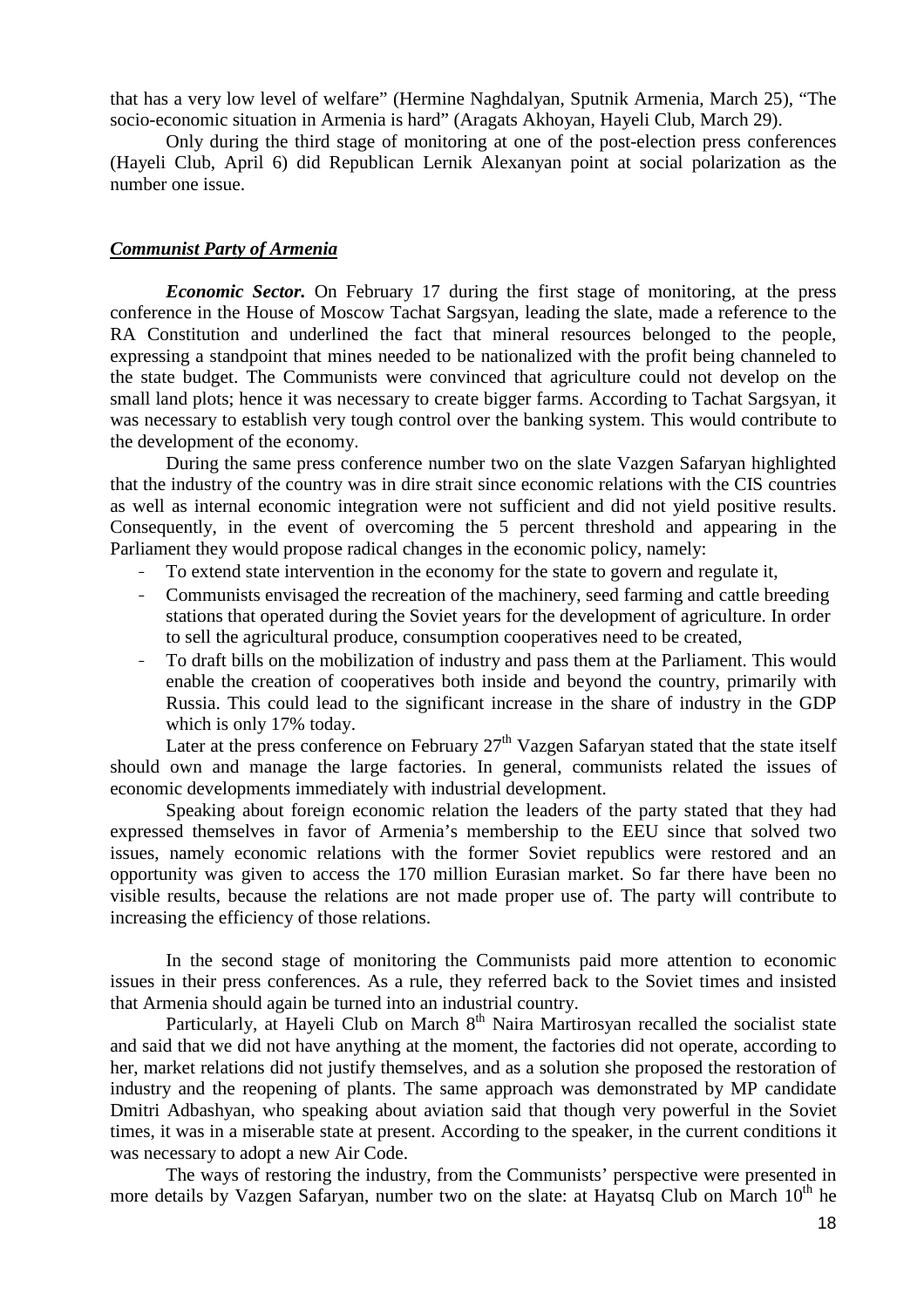that has a very low level of welfare" (Hermine Naghdalyan, Sputnik Armenia, March 25), "The socio-economic situation in Armenia is hard" (Aragats Akhoyan, Hayeli Club, March 29).

Only during the third stage of monitoring at one of the post-election press conferences (Hayeli Club, April 6) did Republican Lernik Alexanyan point at social polarization as the number one issue.

### ***Communist Party of Armenia***

***Economic Sector.*** On February 17 during the first stage of monitoring, at the press conference in the House of Moscow Tachat Sargsyan, leading the slate, made a reference to the RA Constitution and underlined the fact that mineral resources belonged to the people, expressing a standpoint that mines needed to be nationalized with the profit being channeled to the state budget. The Communists were convinced that agriculture could not develop on the small land plots; hence it was necessary to create bigger farms. According to Tachat Sargsyan, it was necessary to establish very tough control over the banking system. This would contribute to the development of the economy.

During the same press conference number two on the slate Vazgen Safaryan highlighted that the industry of the country was in dire strait since economic relations with the CIS countries as well as internal economic integration were not sufficient and did not yield positive results. Consequently, in the event of overcoming the 5 percent threshold and appearing in the Parliament they would propose radical changes in the economic policy, namely:

- To extend state intervention in the economy for the state to govern and regulate it,
- Communists envisaged the recreation of the machinery, seed farming and cattle breeding stations that operated during the Soviet years for the development of agriculture. In order to sell the agricultural produce, consumption cooperatives need to be created,
- To draft bills on the mobilization of industry and pass them at the Parliament. This would enable the creation of cooperatives both inside and beyond the country, primarily with Russia. This could lead to the significant increase in the share of industry in the GDP which is only 17% today.

Later at the press conference on February 27th Vazgen Safaryan stated that the state itself should own and manage the large factories. In general, communists related the issues of economic developments immediately with industrial development.

Speaking about foreign economic relation the leaders of the party stated that they had expressed themselves in favor of Armenia's membership to the EEU since that solved two issues, namely economic relations with the former Soviet republics were restored and an opportunity was given to access the 170 million Eurasian market. So far there have been no visible results, because the relations are not made proper use of. The party will contribute to increasing the efficiency of those relations.

In the second stage of monitoring the Communists paid more attention to economic issues in their press conferences. As a rule, they referred back to the Soviet times and insisted that Armenia should again be turned into an industrial country.

Particularly, at Hayeli Club on March 8th Naira Martirosyan recalled the socialist state and said that we did not have anything at the moment, the factories did not operate, according to her, market relations did not justify themselves, and as a solution she proposed the restoration of industry and the reopening of plants. The same approach was demonstrated by MP candidate Dmitri Adbashyan, who speaking about aviation said that though very powerful in the Soviet times, it was in a miserable state at present. According to the speaker, in the current conditions it was necessary to adopt a new Air Code.

The ways of restoring the industry, from the Communists' perspective were presented in more details by Vazgen Safaryan, number two on the slate: at Hayatsq Club on March 10th he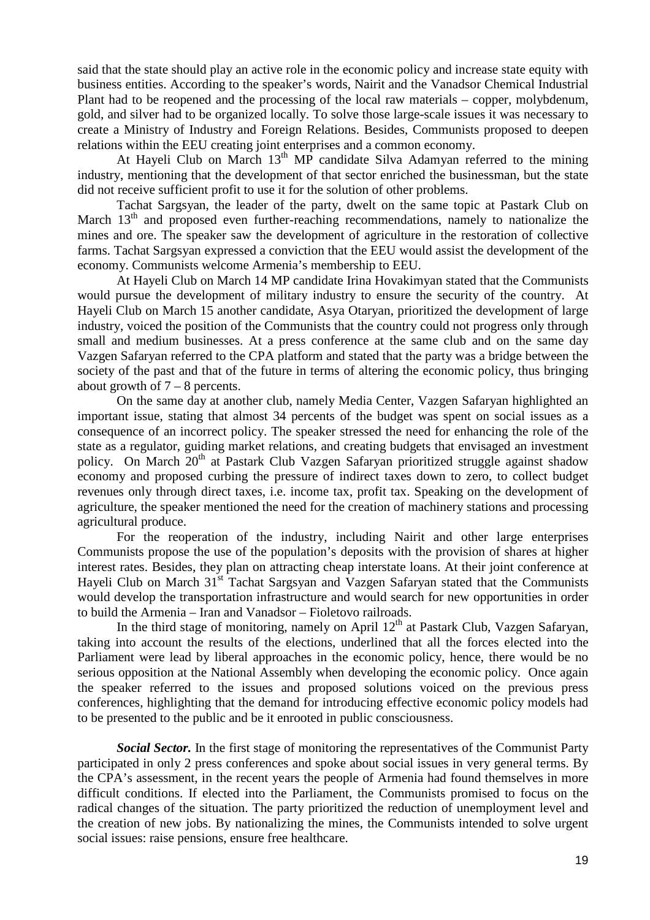said that the state should play an active role in the economic policy and increase state equity with business entities. According to the speaker's words, Nairit and the Vanadsor Chemical Industrial Plant had to be reopened and the processing of the local raw materials – copper, molybdenum, gold, and silver had to be organized locally. To solve those large-scale issues it was necessary to create a Ministry of Industry and Foreign Relations. Besides, Communists proposed to deepen relations within the EEU creating joint enterprises and a common economy.

At Hayeli Club on March 13th MP candidate Silva Adamyan referred to the mining industry, mentioning that the development of that sector enriched the businessman, but the state did not receive sufficient profit to use it for the solution of other problems.

Tachat Sargsyan, the leader of the party, dwelt on the same topic at Pastark Club on March 13th and proposed even further-reaching recommendations, namely to nationalize the mines and ore. The speaker saw the development of agriculture in the restoration of collective farms. Tachat Sargsyan expressed a conviction that the EEU would assist the development of the economy. Communists welcome Armenia's membership to EEU.

At Hayeli Club on March 14 MP candidate Irina Hovakimyan stated that the Communists would pursue the development of military industry to ensure the security of the country. At Hayeli Club on March 15 another candidate, Asya Otaryan, prioritized the development of large industry, voiced the position of the Communists that the country could not progress only through small and medium businesses. At a press conference at the same club and on the same day Vazgen Safaryan referred to the CPA platform and stated that the party was a bridge between the society of the past and that of the future in terms of altering the economic policy, thus bringing about growth of 7 – 8 percents.

On the same day at another club, namely Media Center, Vazgen Safaryan highlighted an important issue, stating that almost 34 percents of the budget was spent on social issues as a consequence of an incorrect policy. The speaker stressed the need for enhancing the role of the state as a regulator, guiding market relations, and creating budgets that envisaged an investment policy. On March 20th at Pastark Club Vazgen Safaryan prioritized struggle against shadow economy and proposed curbing the pressure of indirect taxes down to zero, to collect budget revenues only through direct taxes, i.e. income tax, profit tax. Speaking on the development of agriculture, the speaker mentioned the need for the creation of machinery stations and processing agricultural produce.

For the reoperation of the industry, including Nairit and other large enterprises Communists propose the use of the population's deposits with the provision of shares at higher interest rates. Besides, they plan on attracting cheap interstate loans. At their joint conference at Hayeli Club on March 31st Tachat Sargsyan and Vazgen Safaryan stated that the Communists would develop the transportation infrastructure and would search for new opportunities in order to build the Armenia – Iran and Vanadsor – Fioletovo railroads.

In the third stage of monitoring, namely on April 12th at Pastark Club, Vazgen Safaryan, taking into account the results of the elections, underlined that all the forces elected into the Parliament were lead by liberal approaches in the economic policy, hence, there would be no serious opposition at the National Assembly when developing the economic policy. Once again the speaker referred to the issues and proposed solutions voiced on the previous press conferences, highlighting that the demand for introducing effective economic policy models had to be presented to the public and be it enrooted in public consciousness.

***Social Sector.*** In the first stage of monitoring the representatives of the Communist Party participated in only 2 press conferences and spoke about social issues in very general terms. By the CPA's assessment, in the recent years the people of Armenia had found themselves in more difficult conditions. If elected into the Parliament, the Communists promised to focus on the radical changes of the situation. The party prioritized the reduction of unemployment level and the creation of new jobs. By nationalizing the mines, the Communists intended to solve urgent social issues: raise pensions, ensure free healthcare.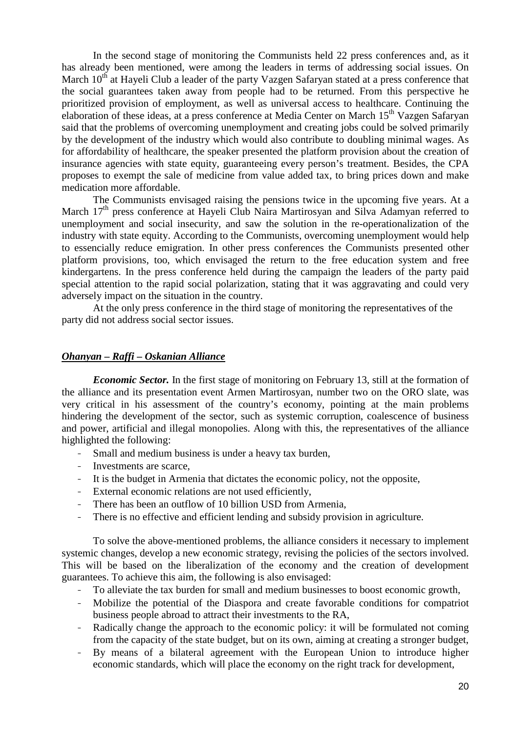In the second stage of monitoring the Communists held 22 press conferences and, as it has already been mentioned, were among the leaders in terms of addressing social issues. On March 10th at Hayeli Club a leader of the party Vazgen Safaryan stated at a press conference that the social guarantees taken away from people had to be returned. From this perspective he prioritized provision of employment, as well as universal access to healthcare. Continuing the elaboration of these ideas, at a press conference at Media Center on March 15th Vazgen Safaryan said that the problems of overcoming unemployment and creating jobs could be solved primarily by the development of the industry which would also contribute to doubling minimal wages. As for affordability of healthcare, the speaker presented the platform provision about the creation of insurance agencies with state equity, guaranteeing every person's treatment. Besides, the CPA proposes to exempt the sale of medicine from value added tax, to bring prices down and make medication more affordable.

The Communists envisaged raising the pensions twice in the upcoming five years. At a March 17th press conference at Hayeli Club Naira Martirosyan and Silva Adamyan referred to unemployment and social insecurity, and saw the solution in the re-operationalization of the industry with state equity. According to the Communists, overcoming unemployment would help to essencially reduce emigration. In other press conferences the Communists presented other platform provisions, too, which envisaged the return to the free education system and free kindergartens. In the press conference held during the campaign the leaders of the party paid special attention to the rapid social polarization, stating that it was aggravating and could very adversely impact on the situation in the country.

At the only press conference in the third stage of monitoring the representatives of the party did not address social sector issues.

### ***Ohanyan – Raffi – Oskanian Alliance***

***Economic Sector.*** In the first stage of monitoring on February 13, still at the formation of the alliance and its presentation event Armen Martirosyan, number two on the ORO slate, was very critical in his assessment of the country's economy, pointing at the main problems hindering the development of the sector, such as systemic corruption, coalescence of business and power, artificial and illegal monopolies. Along with this, the representatives of the alliance highlighted the following:

- Small and medium business is under a heavy tax burden,
- Investments are scarce,
- It is the budget in Armenia that dictates the economic policy, not the opposite,
- External economic relations are not used efficiently,
- There has been an outflow of 10 billion USD from Armenia,
- There is no effective and efficient lending and subsidy provision in agriculture.

To solve the above-mentioned problems, the alliance considers it necessary to implement systemic changes, develop a new economic strategy, revising the policies of the sectors involved. This will be based on the liberalization of the economy and the creation of development guarantees. To achieve this aim, the following is also envisaged:

- To alleviate the tax burden for small and medium businesses to boost economic growth,
- Mobilize the potential of the Diaspora and create favorable conditions for compatriot business people abroad to attract their investments to the RA,
- Radically change the approach to the economic policy: it will be formulated not coming from the capacity of the state budget, but on its own, aiming at creating a stronger budget,
- By means of a bilateral agreement with the European Union to introduce higher economic standards, which will place the economy on the right track for development,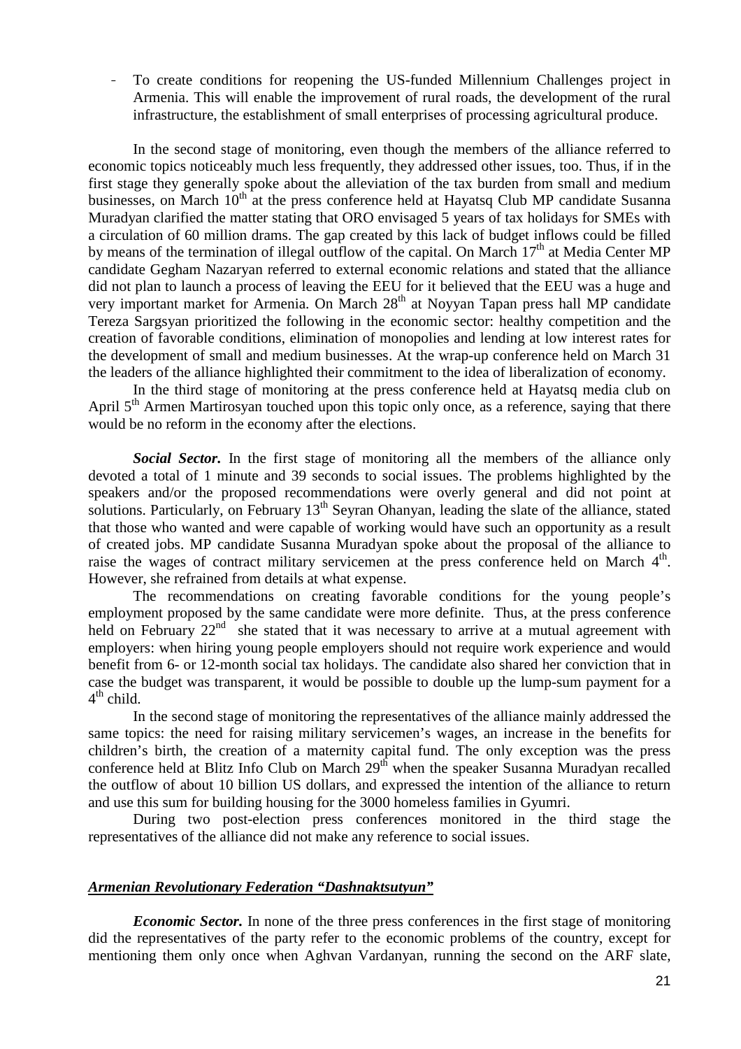- To create conditions for reopening the US-funded Millennium Challenges project in Armenia. This will enable the improvement of rural roads, the development of the rural infrastructure, the establishment of small enterprises of processing agricultural produce.

In the second stage of monitoring, even though the members of the alliance referred to economic topics noticeably much less frequently, they addressed other issues, too. Thus, if in the first stage they generally spoke about the alleviation of the tax burden from small and medium businesses, on March 10th at the press conference held at Hayatsq Club MP candidate Susanna Muradyan clarified the matter stating that ORO envisaged 5 years of tax holidays for SMEs with a circulation of 60 million drams. The gap created by this lack of budget inflows could be filled by means of the termination of illegal outflow of the capital. On March 17th at Media Center MP candidate Gegham Nazaryan referred to external economic relations and stated that the alliance did not plan to launch a process of leaving the EEU for it believed that the EEU was a huge and very important market for Armenia. On March 28th at Noyyan Tapan press hall MP candidate Tereza Sargsyan prioritized the following in the economic sector: healthy competition and the creation of favorable conditions, elimination of monopolies and lending at low interest rates for the development of small and medium businesses. At the wrap-up conference held on March 31 the leaders of the alliance highlighted their commitment to the idea of liberalization of economy.

In the third stage of monitoring at the press conference held at Hayatsq media club on April 5th Armen Martirosyan touched upon this topic only once, as a reference, saying that there would be no reform in the economy after the elections.

***Social Sector.*** In the first stage of monitoring all the members of the alliance only devoted a total of 1 minute and 39 seconds to social issues. The problems highlighted by the speakers and/or the proposed recommendations were overly general and did not point at solutions. Particularly, on February 13th Seyran Ohanyan, leading the slate of the alliance, stated that those who wanted and were capable of working would have such an opportunity as a result of created jobs. MP candidate Susanna Muradyan spoke about the proposal of the alliance to raise the wages of contract military servicemen at the press conference held on March 4th. However, she refrained from details at what expense.

The recommendations on creating favorable conditions for the young people's employment proposed by the same candidate were more definite. Thus, at the press conference held on February 22nd she stated that it was necessary to arrive at a mutual agreement with employers: when hiring young people employers should not require work experience and would benefit from 6- or 12-month social tax holidays. The candidate also shared her conviction that in case the budget was transparent, it would be possible to double up the lump-sum payment for a 4th child.

In the second stage of monitoring the representatives of the alliance mainly addressed the same topics: the need for raising military servicemen's wages, an increase in the benefits for children's birth, the creation of a maternity capital fund. The only exception was the press conference held at Blitz Info Club on March 29th when the speaker Susanna Muradyan recalled the outflow of about 10 billion US dollars, and expressed the intention of the alliance to return and use this sum for building housing for the 3000 homeless families in Gyumri.

During two post-election press conferences monitored in the third stage the representatives of the alliance did not make any reference to social issues.

### ***Armenian Revolutionary Federation "Dashnaktsutyun"***

***Economic Sector.*** In none of the three press conferences in the first stage of monitoring did the representatives of the party refer to the economic problems of the country, except for mentioning them only once when Aghvan Vardanyan, running the second on the ARF slate,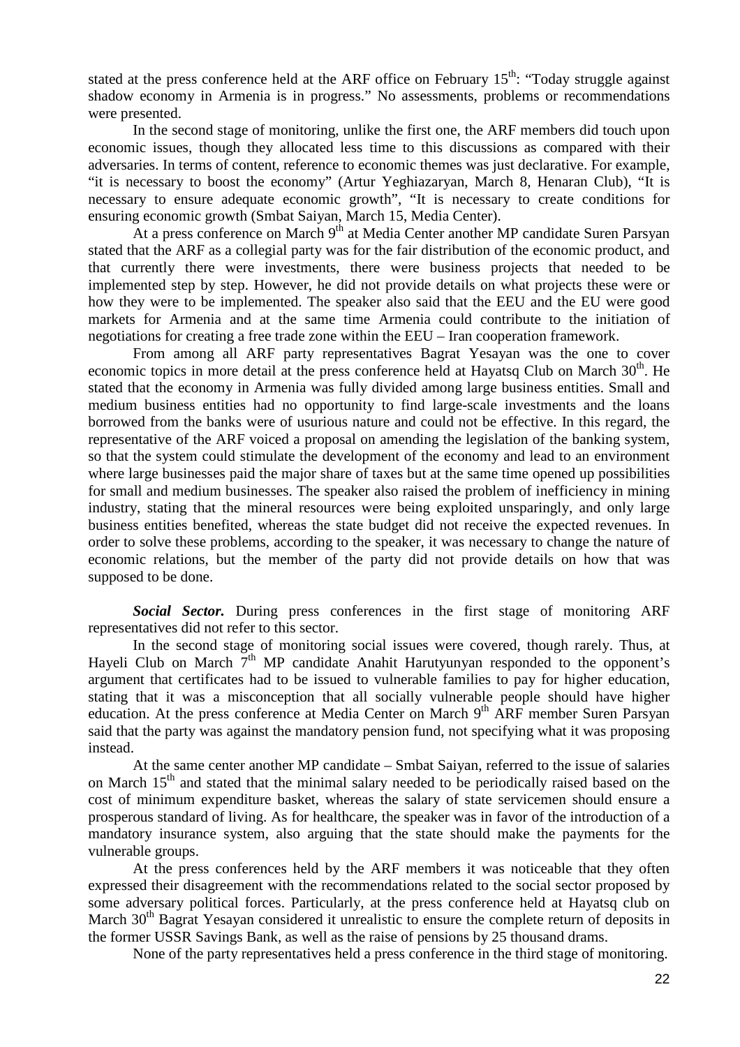stated at the press conference held at the ARF office on February 15th: "Today struggle against shadow economy in Armenia is in progress." No assessments, problems or recommendations were presented.

In the second stage of monitoring, unlike the first one, the ARF members did touch upon economic issues, though they allocated less time to this discussions as compared with their adversaries. In terms of content, reference to economic themes was just declarative. For example, "it is necessary to boost the economy" (Artur Yeghiazaryan, March 8, Henaran Club), "It is necessary to ensure adequate economic growth", "It is necessary to create conditions for ensuring economic growth (Smbat Saiyan, March 15, Media Center).

At a press conference on March 9th at Media Center another MP candidate Suren Parsyan stated that the ARF as a collegial party was for the fair distribution of the economic product, and that currently there were investments, there were business projects that needed to be implemented step by step. However, he did not provide details on what projects these were or how they were to be implemented. The speaker also said that the EEU and the EU were good markets for Armenia and at the same time Armenia could contribute to the initiation of negotiations for creating a free trade zone within the EEU – Iran cooperation framework.

From among all ARF party representatives Bagrat Yesayan was the one to cover economic topics in more detail at the press conference held at Hayatsq Club on March 30th. He stated that the economy in Armenia was fully divided among large business entities. Small and medium business entities had no opportunity to find large-scale investments and the loans borrowed from the banks were of usurious nature and could not be effective. In this regard, the representative of the ARF voiced a proposal on amending the legislation of the banking system, so that the system could stimulate the development of the economy and lead to an environment where large businesses paid the major share of taxes but at the same time opened up possibilities for small and medium businesses. The speaker also raised the problem of inefficiency in mining industry, stating that the mineral resources were being exploited unsparingly, and only large business entities benefited, whereas the state budget did not receive the expected revenues. In order to solve these problems, according to the speaker, it was necessary to change the nature of economic relations, but the member of the party did not provide details on how that was supposed to be done.

***Social Sector.*** During press conferences in the first stage of monitoring ARF representatives did not refer to this sector.

In the second stage of monitoring social issues were covered, though rarely. Thus, at Hayeli Club on March 7th MP candidate Anahit Harutyunyan responded to the opponent's argument that certificates had to be issued to vulnerable families to pay for higher education, stating that it was a misconception that all socially vulnerable people should have higher education. At the press conference at Media Center on March 9th ARF member Suren Parsyan said that the party was against the mandatory pension fund, not specifying what it was proposing instead.

At the same center another MP candidate – Smbat Saiyan, referred to the issue of salaries on March 15th and stated that the minimal salary needed to be periodically raised based on the cost of minimum expenditure basket, whereas the salary of state servicemen should ensure a prosperous standard of living. As for healthcare, the speaker was in favor of the introduction of a mandatory insurance system, also arguing that the state should make the payments for the vulnerable groups.

At the press conferences held by the ARF members it was noticeable that they often expressed their disagreement with the recommendations related to the social sector proposed by some adversary political forces. Particularly, at the press conference held at Hayatsq club on March 30th Bagrat Yesayan considered it unrealistic to ensure the complete return of deposits in the former USSR Savings Bank, as well as the raise of pensions by 25 thousand drams.

None of the party representatives held a press conference in the third stage of monitoring.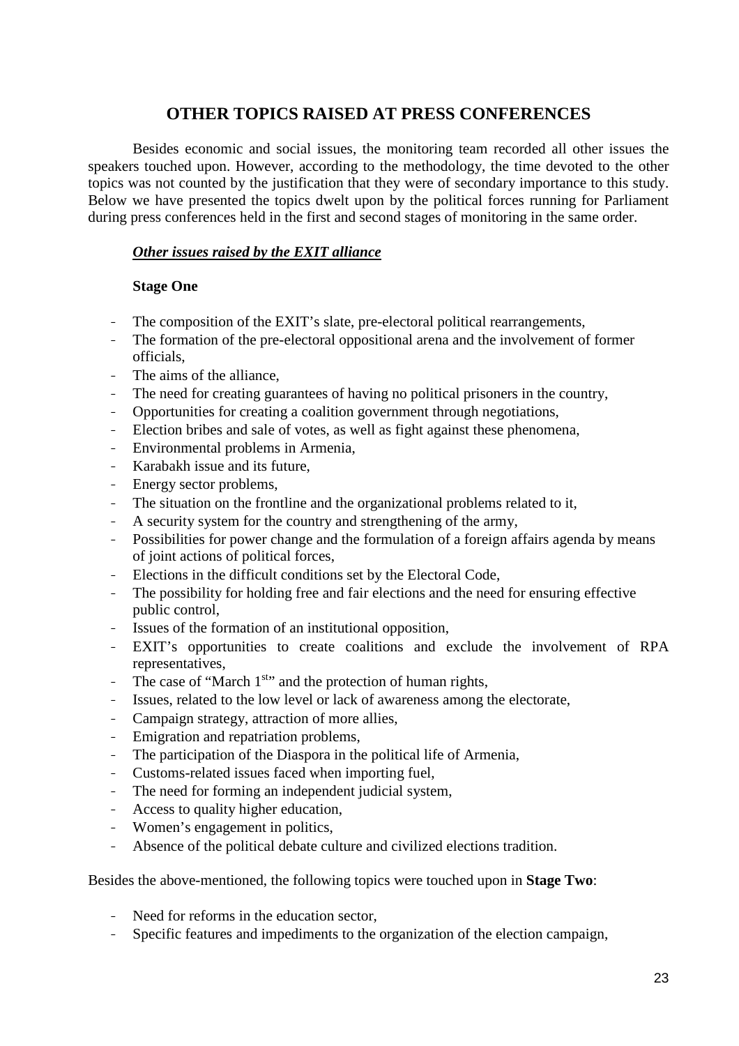## OTHER TOPICS RAISED AT PRESS CONFERENCES

Besides economic and social issues, the monitoring team recorded all other issues the speakers touched upon. However, according to the methodology, the time devoted to the other topics was not counted by the justification that they were of secondary importance to this study. Below we have presented the topics dwelt upon by the political forces running for Parliament during press conferences held in the first and second stages of monitoring in the same order.

***<u>Other issues raised by the EXIT alliance</u>***

**Stage One**

- The composition of the EXIT's slate, pre-electoral political rearrangements,
- The formation of the pre-electoral oppositional arena and the involvement of former officials,
- The aims of the alliance,
- The need for creating guarantees of having no political prisoners in the country,
- Opportunities for creating a coalition government through negotiations,
- Election bribes and sale of votes, as well as fight against these phenomena,
- Environmental problems in Armenia,
- Karabakh issue and its future,
- Energy sector problems,
- The situation on the frontline and the organizational problems related to it,
- A security system for the country and strengthening of the army,
- Possibilities for power change and the formulation of a foreign affairs agenda by means of joint actions of political forces,
- Elections in the difficult conditions set by the Electoral Code,
- The possibility for holding free and fair elections and the need for ensuring effective public control,
- Issues of the formation of an institutional opposition,
- EXIT's opportunities to create coalitions and exclude the involvement of RPA representatives,
- The case of "March 1st" and the protection of human rights,
- Issues, related to the low level or lack of awareness among the electorate,
- Campaign strategy, attraction of more allies,
- Emigration and repatriation problems,
- The participation of the Diaspora in the political life of Armenia,
- Customs-related issues faced when importing fuel,
- The need for forming an independent judicial system,
- Access to quality higher education,
- Women's engagement in politics,
- Absence of the political debate culture and civilized elections tradition.

Besides the above-mentioned, the following topics were touched upon in **Stage Two**:

- Need for reforms in the education sector,
- Specific features and impediments to the organization of the election campaign,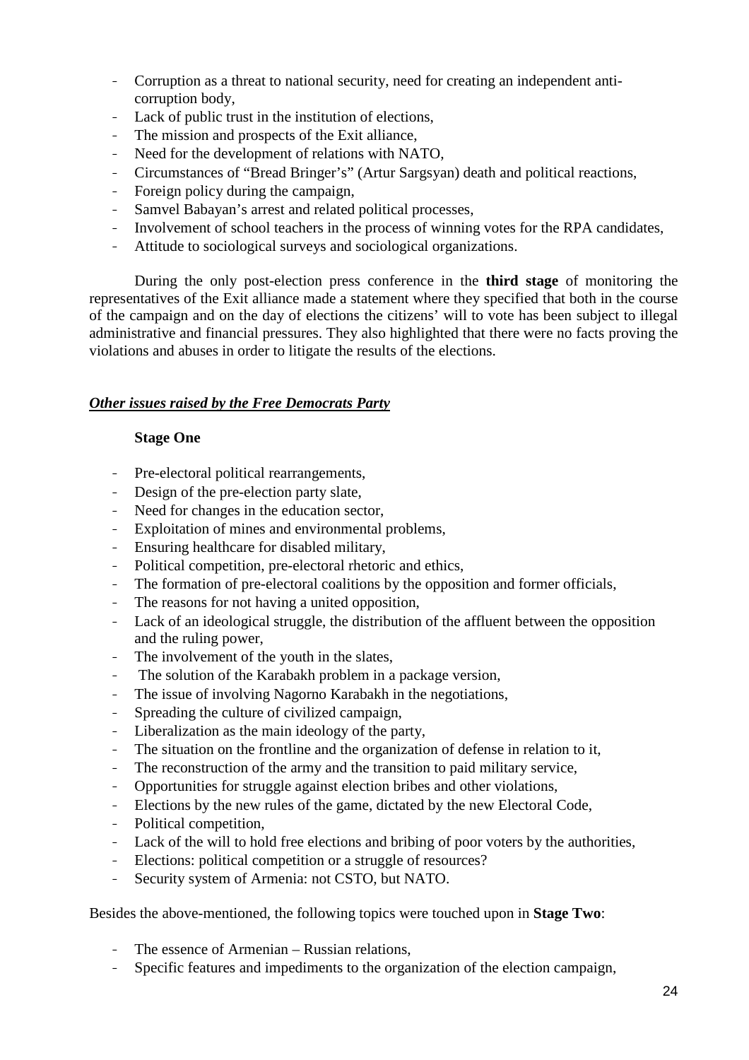- Corruption as a threat to national security, need for creating an independent anti-corruption body,
- Lack of public trust in the institution of elections,
- The mission and prospects of the Exit alliance,
- Need for the development of relations with NATO,
- Circumstances of "Bread Bringer's" (Artur Sargsyan) death and political reactions,
- Foreign policy during the campaign,
- Samvel Babayan's arrest and related political processes,
- Involvement of school teachers in the process of winning votes for the RPA candidates,
- Attitude to sociological surveys and sociological organizations.

During the only post-election press conference in the **third stage** of monitoring the representatives of the Exit alliance made a statement where they specified that both in the course of the campaign and on the day of elections the citizens' will to vote has been subject to illegal administrative and financial pressures. They also highlighted that there were no facts proving the violations and abuses in order to litigate the results of the elections.

***Other issues raised by the Free Democrats Party***

**Stage One**

- Pre-electoral political rearrangements,
- Design of the pre-election party slate,
- Need for changes in the education sector,
- Exploitation of mines and environmental problems,
- Ensuring healthcare for disabled military,
- Political competition, pre-electoral rhetoric and ethics,
- The formation of pre-electoral coalitions by the opposition and former officials,
- The reasons for not having a united opposition,
- Lack of an ideological struggle, the distribution of the affluent between the opposition and the ruling power,
- The involvement of the youth in the slates,
- The solution of the Karabakh problem in a package version,
- The issue of involving Nagorno Karabakh in the negotiations,
- Spreading the culture of civilized campaign,
- Liberalization as the main ideology of the party,
- The situation on the frontline and the organization of defense in relation to it,
- The reconstruction of the army and the transition to paid military service,
- Opportunities for struggle against election bribes and other violations,
- Elections by the new rules of the game, dictated by the new Electoral Code,
- Political competition,
- Lack of the will to hold free elections and bribing of poor voters by the authorities,
- Elections: political competition or a struggle of resources?
- Security system of Armenia: not CSTO, but NATO.

Besides the above-mentioned, the following topics were touched upon in **Stage Two**:

- The essence of Armenian – Russian relations,
- Specific features and impediments to the organization of the election campaign,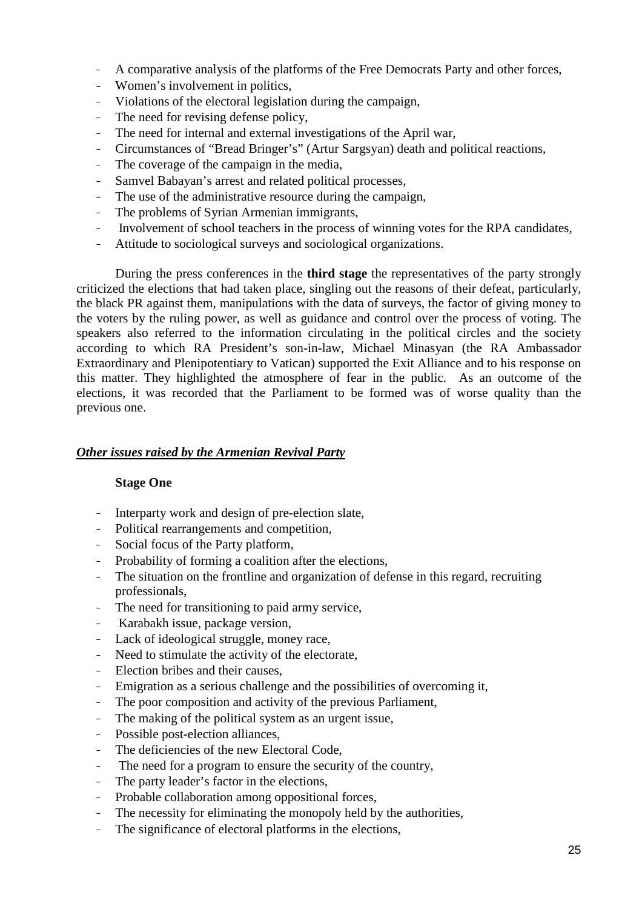- A comparative analysis of the platforms of the Free Democrats Party and other forces,
- Women's involvement in politics,
- Violations of the electoral legislation during the campaign,
- The need for revising defense policy,
- The need for internal and external investigations of the April war,
- Circumstances of "Bread Bringer's" (Artur Sargsyan) death and political reactions,
- The coverage of the campaign in the media,
- Samvel Babayan's arrest and related political processes,
- The use of the administrative resource during the campaign,
- The problems of Syrian Armenian immigrants,
- Involvement of school teachers in the process of winning votes for the RPA candidates,
- Attitude to sociological surveys and sociological organizations.

During the press conferences in the **third stage** the representatives of the party strongly criticized the elections that had taken place, singling out the reasons of their defeat, particularly, the black PR against them, manipulations with the data of surveys, the factor of giving money to the voters by the ruling power, as well as guidance and control over the process of voting. The speakers also referred to the information circulating in the political circles and the society according to which RA President's son-in-law, Michael Minasyan (the RA Ambassador Extraordinary and Plenipotentiary to Vatican) supported the Exit Alliance and to his response on this matter. They highlighted the atmosphere of fear in the public. As an outcome of the elections, it was recorded that the Parliament to be formed was of worse quality than the previous one.

***Other issues raised by the Armenian Revival Party***

**Stage One**

- Interparty work and design of pre-election slate,
- Political rearrangements and competition,
- Social focus of the Party platform,
- Probability of forming a coalition after the elections,
- The situation on the frontline and organization of defense in this regard, recruiting professionals,
- The need for transitioning to paid army service,
- Karabakh issue, package version,
- Lack of ideological struggle, money race,
- Need to stimulate the activity of the electorate,
- Election bribes and their causes,
- Emigration as a serious challenge and the possibilities of overcoming it,
- The poor composition and activity of the previous Parliament,
- The making of the political system as an urgent issue,
- Possible post-election alliances,
- The deficiencies of the new Electoral Code,
- The need for a program to ensure the security of the country,
- The party leader's factor in the elections,
- Probable collaboration among oppositional forces,
- The necessity for eliminating the monopoly held by the authorities,
- The significance of electoral platforms in the elections,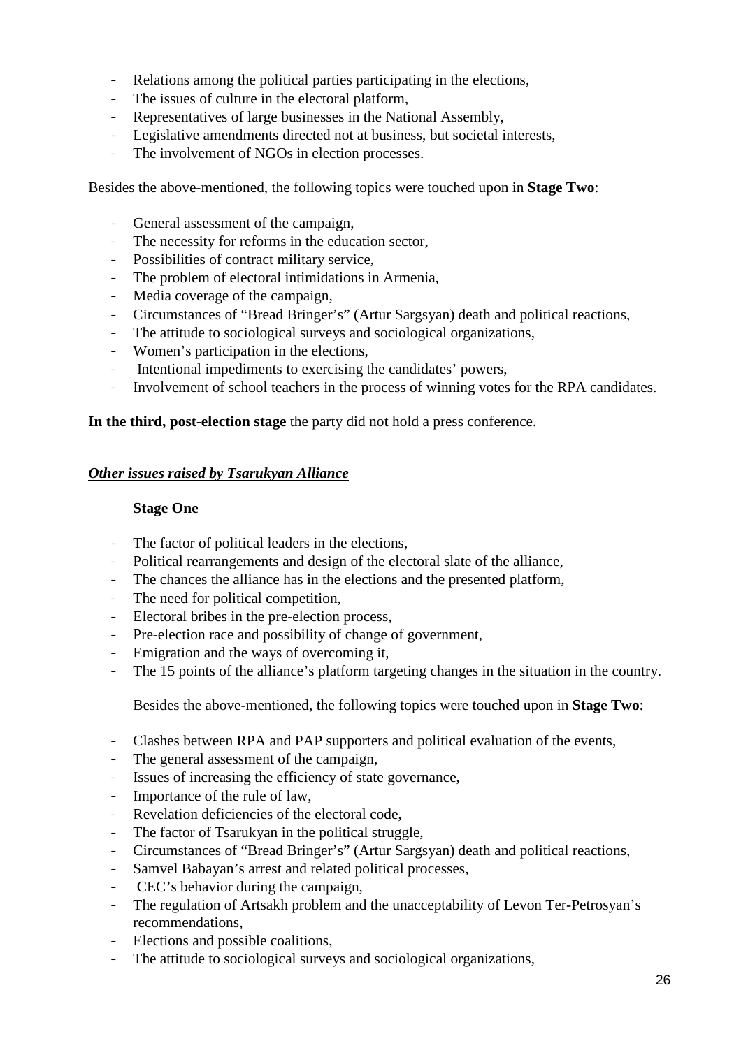- Relations among the political parties participating in the elections,
- The issues of culture in the electoral platform,
- Representatives of large businesses in the National Assembly,
- Legislative amendments directed not at business, but societal interests,
- The involvement of NGOs in election processes.

Besides the above-mentioned, the following topics were touched upon in **Stage Two**:

- General assessment of the campaign,
- The necessity for reforms in the education sector,
- Possibilities of contract military service,
- The problem of electoral intimidations in Armenia,
- Media coverage of the campaign,
- Circumstances of "Bread Bringer's" (Artur Sargsyan) death and political reactions,
- The attitude to sociological surveys and sociological organizations,
- Women's participation in the elections,
- Intentional impediments to exercising the candidates' powers,
- Involvement of school teachers in the process of winning votes for the RPA candidates.

**In the third, post-election stage** the party did not hold a press conference.

***Other issues raised by Tsarukyan Alliance***

**Stage One**

- The factor of political leaders in the elections,
- Political rearrangements and design of the electoral slate of the alliance,
- The chances the alliance has in the elections and the presented platform,
- The need for political competition,
- Electoral bribes in the pre-election process,
- Pre-election race and possibility of change of government,
- Emigration and the ways of overcoming it,
- The 15 points of the alliance's platform targeting changes in the situation in the country.

Besides the above-mentioned, the following topics were touched upon in **Stage Two**:

- Clashes between RPA and PAP supporters and political evaluation of the events,
- The general assessment of the campaign,
- Issues of increasing the efficiency of state governance,
- Importance of the rule of law,
- Revelation deficiencies of the electoral code,
- The factor of Tsarukyan in the political struggle,
- Circumstances of "Bread Bringer's" (Artur Sargsyan) death and political reactions,
- Samvel Babayan's arrest and related political processes,
- CEC's behavior during the campaign,
- The regulation of Artsakh problem and the unacceptability of Levon Ter-Petrosyan's recommendations,
- Elections and possible coalitions,
- The attitude to sociological surveys and sociological organizations,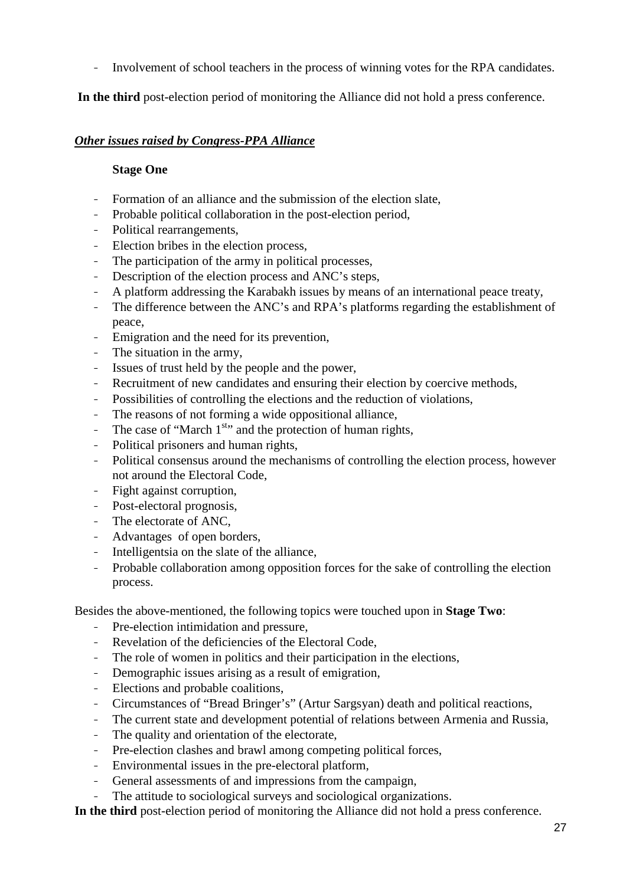- Involvement of school teachers in the process of winning votes for the RPA candidates.

**In the third** post-election period of monitoring the Alliance did not hold a press conference.

***Other issues raised by Congress-PPA Alliance***

**Stage One**

- Formation of an alliance and the submission of the election slate,
- Probable political collaboration in the post-election period,
- Political rearrangements,
- Election bribes in the election process,
- The participation of the army in political processes,
- Description of the election process and ANC's steps,
- A platform addressing the Karabakh issues by means of an international peace treaty,
- The difference between the ANC's and RPA's platforms regarding the establishment of peace,
- Emigration and the need for its prevention,
- The situation in the army,
- Issues of trust held by the people and the power,
- Recruitment of new candidates and ensuring their election by coercive methods,
- Possibilities of controlling the elections and the reduction of violations,
- The reasons of not forming a wide oppositional alliance,
- The case of "March 1st" and the protection of human rights,
- Political prisoners and human rights,
- Political consensus around the mechanisms of controlling the election process, however not around the Electoral Code,
- Fight against corruption,
- Post-electoral prognosis,
- The electorate of ANC,
- Advantages of open borders,
- Intelligentsia on the slate of the alliance,
- Probable collaboration among opposition forces for the sake of controlling the election process.

Besides the above-mentioned, the following topics were touched upon in **Stage Two**:

- Pre-election intimidation and pressure,
- Revelation of the deficiencies of the Electoral Code,
- The role of women in politics and their participation in the elections,
- Demographic issues arising as a result of emigration,
- Elections and probable coalitions,
- Circumstances of "Bread Bringer's" (Artur Sargsyan) death and political reactions,
- The current state and development potential of relations between Armenia and Russia,
- The quality and orientation of the electorate,
- Pre-election clashes and brawl among competing political forces,
- Environmental issues in the pre-electoral platform,
- General assessments of and impressions from the campaign,
- The attitude to sociological surveys and sociological organizations.

**In the third** post-election period of monitoring the Alliance did not hold a press conference.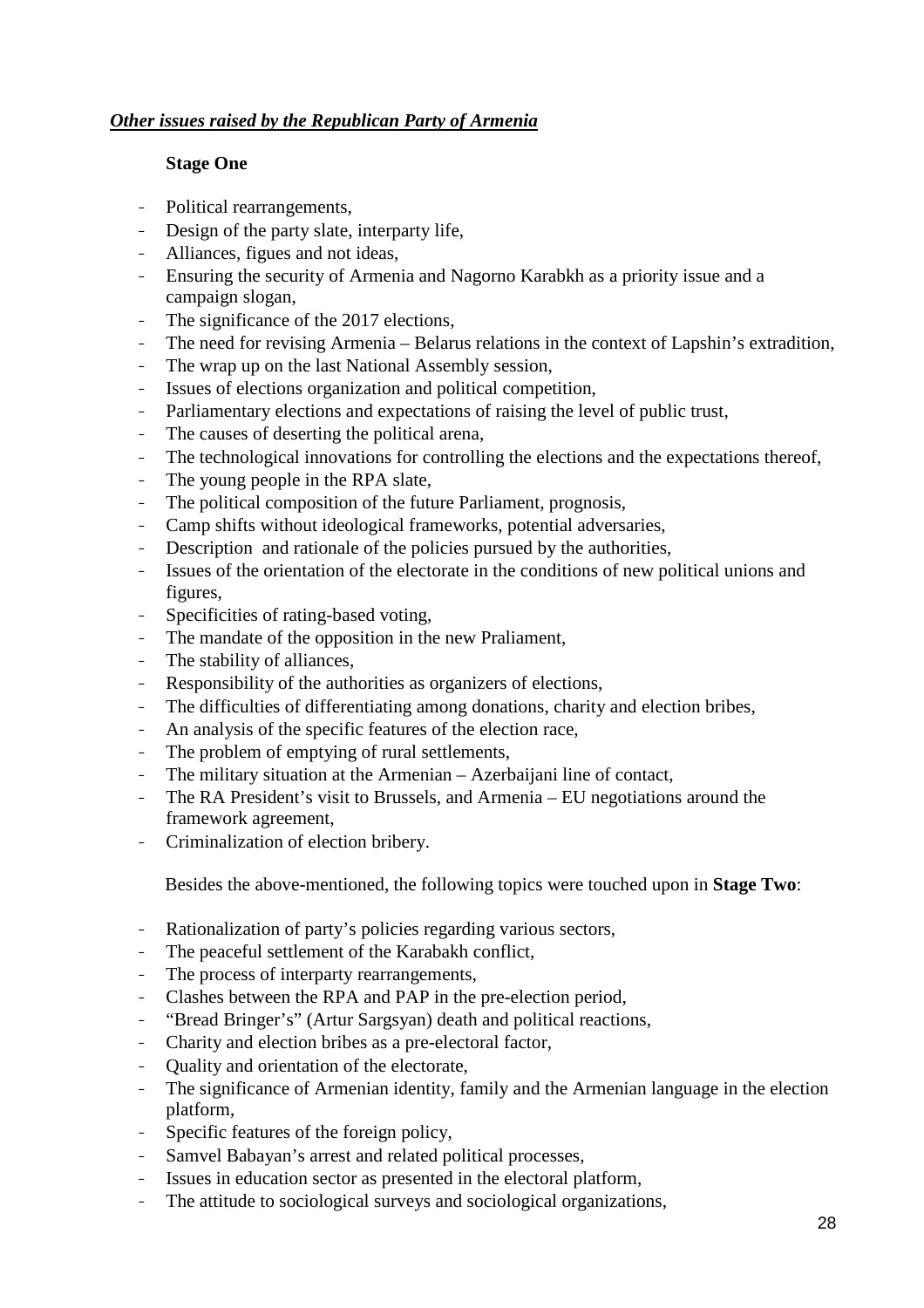***Other issues raised by the Republican Party of Armenia***

**Stage One**

- Political rearrangements,
- Design of the party slate, interparty life,
- Alliances, figues and not ideas,
- Ensuring the security of Armenia and Nagorno Karabkh as a priority issue and a campaign slogan,
- The significance of the 2017 elections,
- The need for revising Armenia – Belarus relations in the context of Lapshin's extradition,
- The wrap up on the last National Assembly session,
- Issues of elections organization and political competition,
- Parliamentary elections and expectations of raising the level of public trust,
- The causes of deserting the political arena,
- The technological innovations for controlling the elections and the expectations thereof,
- The young people in the RPA slate,
- The political composition of the future Parliament, prognosis,
- Camp shifts without ideological frameworks, potential adversaries,
- Description and rationale of the policies pursued by the authorities,
- Issues of the orientation of the electorate in the conditions of new political unions and figures,
- Specificities of rating-based voting,
- The mandate of the opposition in the new Praliament,
- The stability of alliances,
- Responsibility of the authorities as organizers of elections,
- The difficulties of differentiating among donations, charity and election bribes,
- An analysis of the specific features of the election race,
- The problem of emptying of rural settlements,
- The military situation at the Armenian – Azerbaijani line of contact,
- The RA President's visit to Brussels, and Armenia – EU negotiations around the framework agreement,
- Criminalization of election bribery.

Besides the above-mentioned, the following topics were touched upon in **Stage Two**:

- Rationalization of party's policies regarding various sectors,
- The peaceful settlement of the Karabakh conflict,
- The process of interparty rearrangements,
- Clashes between the RPA and PAP in the pre-election period,
- "Bread Bringer's" (Artur Sargsyan) death and political reactions,
- Charity and election bribes as a pre-electoral factor,
- Quality and orientation of the electorate,
- The significance of Armenian identity, family and the Armenian language in the election platform,
- Specific features of the foreign policy,
- Samvel Babayan's arrest and related political processes,
- Issues in education sector as presented in the electoral platform,
- The attitude to sociological surveys and sociological organizations,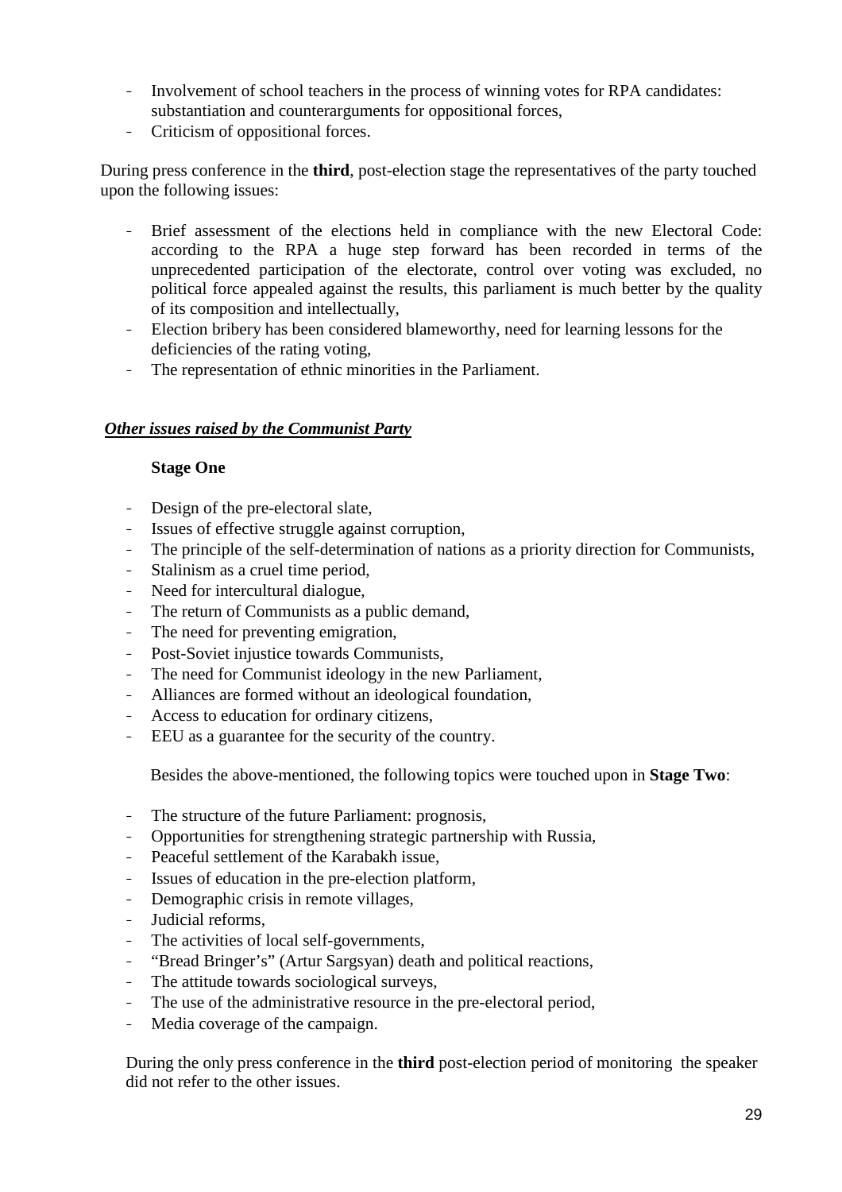- Involvement of school teachers in the process of winning votes for RPA candidates: substantiation and counterarguments for oppositional forces,
- Criticism of oppositional forces.

During press conference in the **third**, post-election stage the representatives of the party touched upon the following issues:

- Brief assessment of the elections held in compliance with the new Electoral Code: according to the RPA a huge step forward has been recorded in terms of the unprecedented participation of the electorate, control over voting was excluded, no political force appealed against the results, this parliament is much better by the quality of its composition and intellectually,
- Election bribery has been considered blameworthy, need for learning lessons for the deficiencies of the rating voting,
- The representation of ethnic minorities in the Parliament.

***Other issues raised by the Communist Party***

**Stage One**

- Design of the pre-electoral slate,
- Issues of effective struggle against corruption,
- The principle of the self-determination of nations as a priority direction for Communists,
- Stalinism as a cruel time period,
- Need for intercultural dialogue,
- The return of Communists as a public demand,
- The need for preventing emigration,
- Post-Soviet injustice towards Communists,
- The need for Communist ideology in the new Parliament,
- Alliances are formed without an ideological foundation,
- Access to education for ordinary citizens,
- EEU as a guarantee for the security of the country.

Besides the above-mentioned, the following topics were touched upon in **Stage Two**:

- The structure of the future Parliament: prognosis,
- Opportunities for strengthening strategic partnership with Russia,
- Peaceful settlement of the Karabakh issue,
- Issues of education in the pre-election platform,
- Demographic crisis in remote villages,
- Judicial reforms,
- The activities of local self-governments,
- "Bread Bringer's" (Artur Sargsyan) death and political reactions,
- The attitude towards sociological surveys,
- The use of the administrative resource in the pre-electoral period,
- Media coverage of the campaign.

During the only press conference in the **third** post-election period of monitoring the speaker did not refer to the other issues.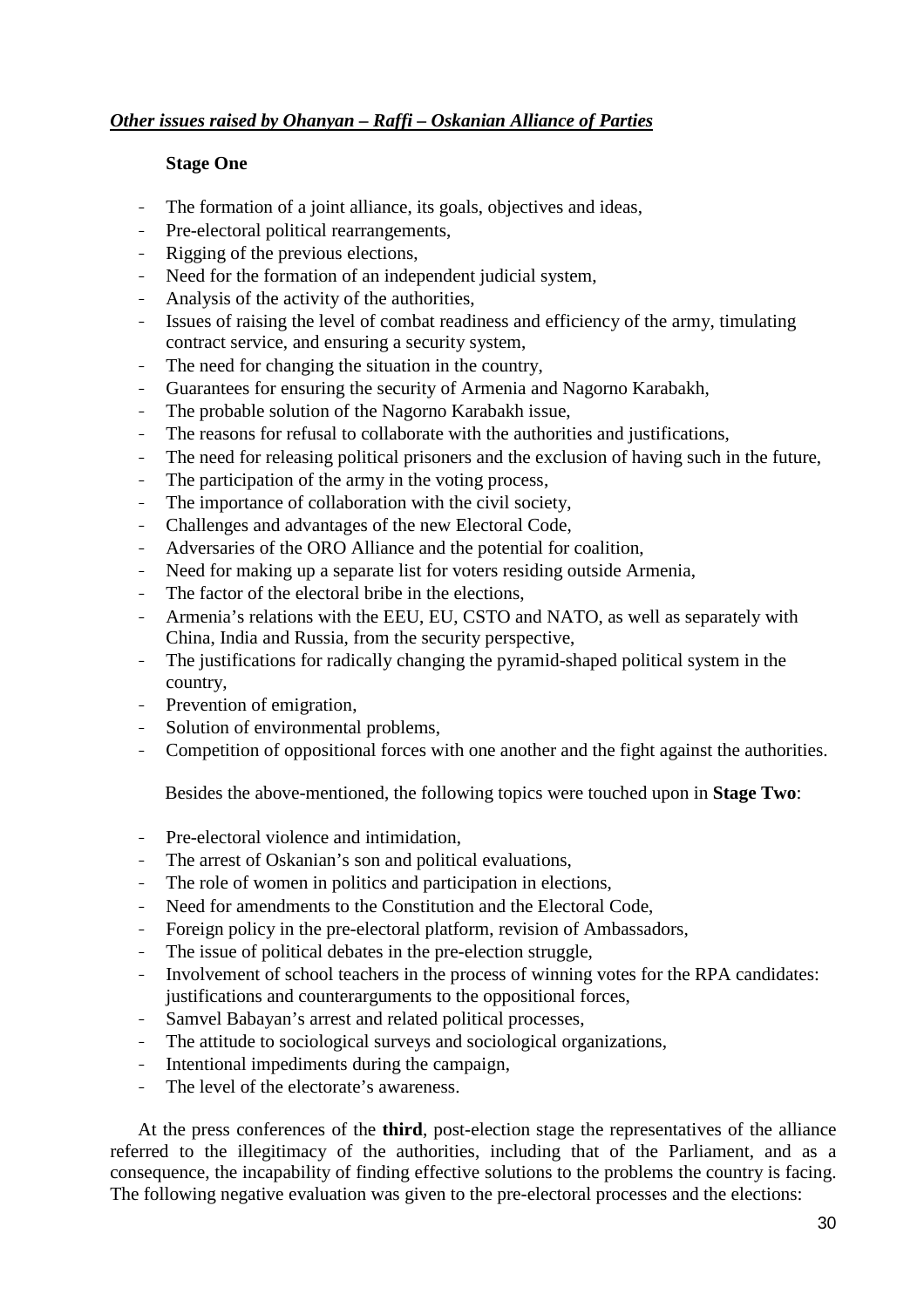***Other issues raised by Ohanyan – Raffi – Oskanian Alliance of Parties***

**Stage One**

- The formation of a joint alliance, its goals, objectives and ideas,
- Pre-electoral political rearrangements,
- Rigging of the previous elections,
- Need for the formation of an independent judicial system,
- Analysis of the activity of the authorities,
- Issues of raising the level of combat readiness and efficiency of the army, timulating contract service, and ensuring a security system,
- The need for changing the situation in the country,
- Guarantees for ensuring the security of Armenia and Nagorno Karabakh,
- The probable solution of the Nagorno Karabakh issue,
- The reasons for refusal to collaborate with the authorities and justifications,
- The need for releasing political prisoners and the exclusion of having such in the future,
- The participation of the army in the voting process,
- The importance of collaboration with the civil society,
- Challenges and advantages of the new Electoral Code,
- Adversaries of the ORO Alliance and the potential for coalition,
- Need for making up a separate list for voters residing outside Armenia,
- The factor of the electoral bribe in the elections,
- Armenia's relations with the EEU, EU, CSTO and NATO, as well as separately with China, India and Russia, from the security perspective,
- The justifications for radically changing the pyramid-shaped political system in the country,
- Prevention of emigration,
- Solution of environmental problems,
- Competition of oppositional forces with one another and the fight against the authorities.

Besides the above-mentioned, the following topics were touched upon in **Stage Two**:

- Pre-electoral violence and intimidation,
- The arrest of Oskanian's son and political evaluations,
- The role of women in politics and participation in elections,
- Need for amendments to the Constitution and the Electoral Code,
- Foreign policy in the pre-electoral platform, revision of Ambassadors,
- The issue of political debates in the pre-election struggle,
- Involvement of school teachers in the process of winning votes for the RPA candidates: justifications and counterarguments to the oppositional forces,
- Samvel Babayan's arrest and related political processes,
- The attitude to sociological surveys and sociological organizations,
- Intentional impediments during the campaign,
- The level of the electorate's awareness.

At the press conferences of the **third**, post-election stage the representatives of the alliance referred to the illegitimacy of the authorities, including that of the Parliament, and as a consequence, the incapability of finding effective solutions to the problems the country is facing. The following negative evaluation was given to the pre-electoral processes and the elections: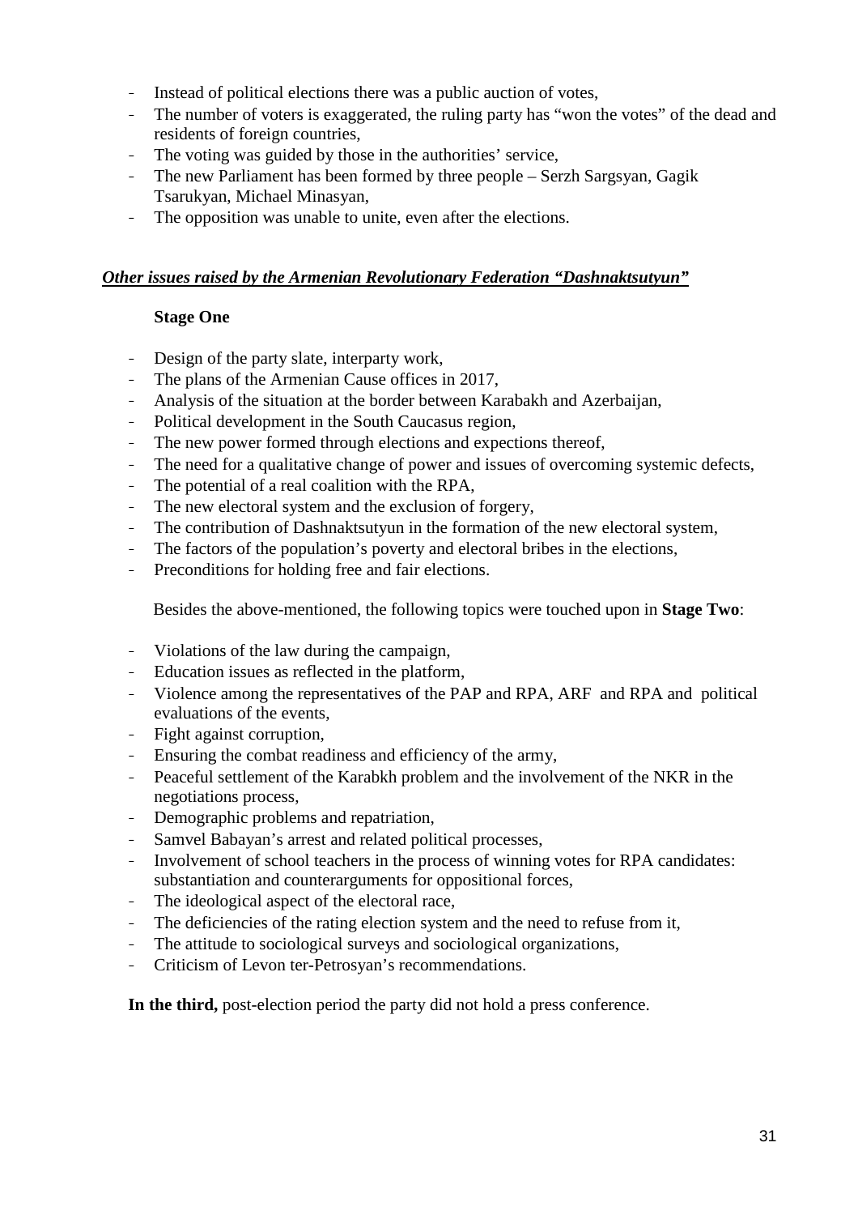- Instead of political elections there was a public auction of votes,
- The number of voters is exaggerated, the ruling party has “won the votes” of the dead and residents of foreign countries,
- The voting was guided by those in the authorities’ service,
- The new Parliament has been formed by three people – Serzh Sargsyan, Gagik Tsarukyan, Michael Minasyan,
- The opposition was unable to unite, even after the elections.

***<u>Other issues raised by the Armenian Revolutionary Federation “Dashnaktsutyun”</u>***

**Stage One**

- Design of the party slate, interparty work,
- The plans of the Armenian Cause offices in 2017,
- Analysis of the situation at the border between Karabakh and Azerbaijan,
- Political development in the South Caucasus region,
- The new power formed through elections and expections thereof,
- The need for a qualitative change of power and issues of overcoming systemic defects,
- The potential of a real coalition with the RPA,
- The new electoral system and the exclusion of forgery,
- The contribution of Dashnaktsutyun in the formation of the new electoral system,
- The factors of the population’s poverty and electoral bribes in the elections,
- Preconditions for holding free and fair elections.

Besides the above-mentioned, the following topics were touched upon in **Stage Two**:

- Violations of the law during the campaign,
- Education issues as reflected in the platform,
- Violence among the representatives of the PAP and RPA, ARF and RPA and political evaluations of the events,
- Fight against corruption,
- Ensuring the combat readiness and efficiency of the army,
- Peaceful settlement of the Karabkh problem and the involvement of the NKR in the negotiations process,
- Demographic problems and repatriation,
- Samvel Babayan’s arrest and related political processes,
- Involvement of school teachers in the process of winning votes for RPA candidates: substantiation and counterarguments for oppositional forces,
- The ideological aspect of the electoral race,
- The deficiencies of the rating election system and the need to refuse from it,
- The attitude to sociological surveys and sociological organizations,
- Criticism of Levon ter-Petrosyan’s recommendations.

**In the third,** post-election period the party did not hold a press conference.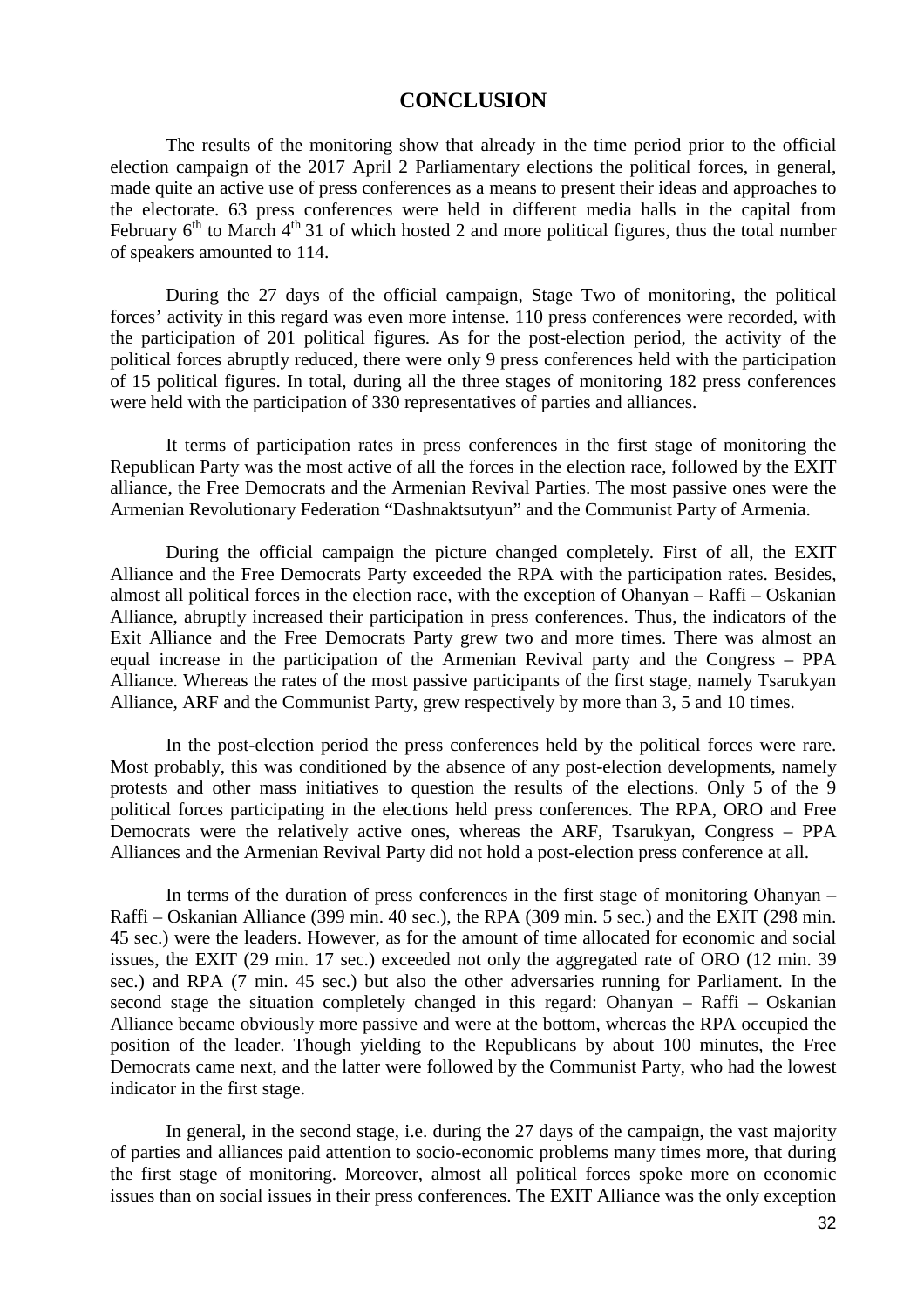# CONCLUSION

The results of the monitoring show that already in the time period prior to the official election campaign of the 2017 April 2 Parliamentary elections the political forces, in general, made quite an active use of press conferences as a means to present their ideas and approaches to the electorate. 63 press conferences were held in different media halls in the capital from February 6th to March 4th 31 of which hosted 2 and more political figures, thus the total number of speakers amounted to 114.

During the 27 days of the official campaign, Stage Two of monitoring, the political forces' activity in this regard was even more intense. 110 press conferences were recorded, with the participation of 201 political figures. As for the post-election period, the activity of the political forces abruptly reduced, there were only 9 press conferences held with the participation of 15 political figures. In total, during all the three stages of monitoring 182 press conferences were held with the participation of 330 representatives of parties and alliances.

It terms of participation rates in press conferences in the first stage of monitoring the Republican Party was the most active of all the forces in the election race, followed by the EXIT alliance, the Free Democrats and the Armenian Revival Parties. The most passive ones were the Armenian Revolutionary Federation "Dashnaktsutyun" and the Communist Party of Armenia.

During the official campaign the picture changed completely. First of all, the EXIT Alliance and the Free Democrats Party exceeded the RPA with the participation rates. Besides, almost all political forces in the election race, with the exception of Ohanyan – Raffi – Oskanian Alliance, abruptly increased their participation in press conferences. Thus, the indicators of the Exit Alliance and the Free Democrats Party grew two and more times. There was almost an equal increase in the participation of the Armenian Revival party and the Congress – PPA Alliance. Whereas the rates of the most passive participants of the first stage, namely Tsarukyan Alliance, ARF and the Communist Party, grew respectively by more than 3, 5 and 10 times.

In the post-election period the press conferences held by the political forces were rare. Most probably, this was conditioned by the absence of any post-election developments, namely protests and other mass initiatives to question the results of the elections. Only 5 of the 9 political forces participating in the elections held press conferences. The RPA, ORO and Free Democrats were the relatively active ones, whereas the ARF, Tsarukyan, Congress – PPA Alliances and the Armenian Revival Party did not hold a post-election press conference at all.

In terms of the duration of press conferences in the first stage of monitoring Ohanyan – Raffi – Oskanian Alliance (399 min. 40 sec.), the RPA (309 min. 5 sec.) and the EXIT (298 min. 45 sec.) were the leaders. However, as for the amount of time allocated for economic and social issues, the EXIT (29 min. 17 sec.) exceeded not only the aggregated rate of ORO (12 min. 39 sec.) and RPA (7 min. 45 sec.) but also the other adversaries running for Parliament. In the second stage the situation completely changed in this regard: Ohanyan – Raffi – Oskanian Alliance became obviously more passive and were at the bottom, whereas the RPA occupied the position of the leader. Though yielding to the Republicans by about 100 minutes, the Free Democrats came next, and the latter were followed by the Communist Party, who had the lowest indicator in the first stage.

In general, in the second stage, i.e. during the 27 days of the campaign, the vast majority of parties and alliances paid attention to socio-economic problems many times more, that during the first stage of monitoring. Moreover, almost all political forces spoke more on economic issues than on social issues in their press conferences. The EXIT Alliance was the only exception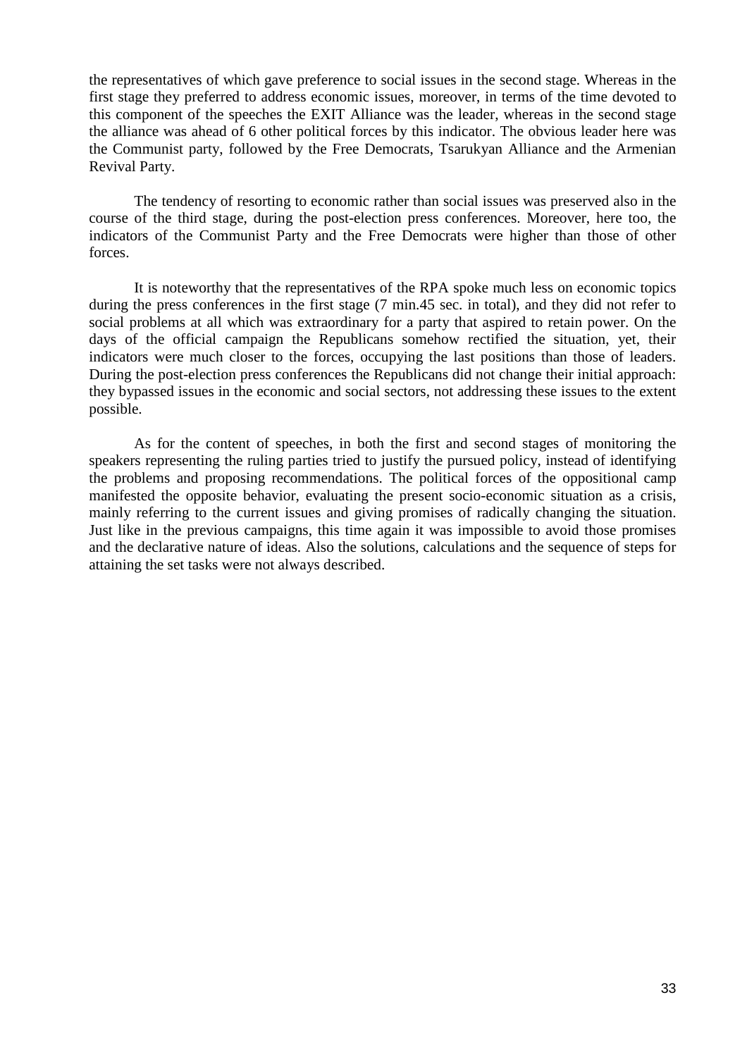the representatives of which gave preference to social issues in the second stage. Whereas in the first stage they preferred to address economic issues, moreover, in terms of the time devoted to this component of the speeches the EXIT Alliance was the leader, whereas in the second stage the alliance was ahead of 6 other political forces by this indicator. The obvious leader here was the Communist party, followed by the Free Democrats, Tsarukyan Alliance and the Armenian Revival Party.

The tendency of resorting to economic rather than social issues was preserved also in the course of the third stage, during the post-election press conferences. Moreover, here too, the indicators of the Communist Party and the Free Democrats were higher than those of other forces.

It is noteworthy that the representatives of the RPA spoke much less on economic topics during the press conferences in the first stage (7 min.45 sec. in total), and they did not refer to social problems at all which was extraordinary for a party that aspired to retain power. On the days of the official campaign the Republicans somehow rectified the situation, yet, their indicators were much closer to the forces, occupying the last positions than those of leaders. During the post-election press conferences the Republicans did not change their initial approach: they bypassed issues in the economic and social sectors, not addressing these issues to the extent possible.

As for the content of speeches, in both the first and second stages of monitoring the speakers representing the ruling parties tried to justify the pursued policy, instead of identifying the problems and proposing recommendations. The political forces of the oppositional camp manifested the opposite behavior, evaluating the present socio-economic situation as a crisis, mainly referring to the current issues and giving promises of radically changing the situation. Just like in the previous campaigns, this time again it was impossible to avoid those promises and the declarative nature of ideas. Also the solutions, calculations and the sequence of steps for attaining the set tasks were not always described.